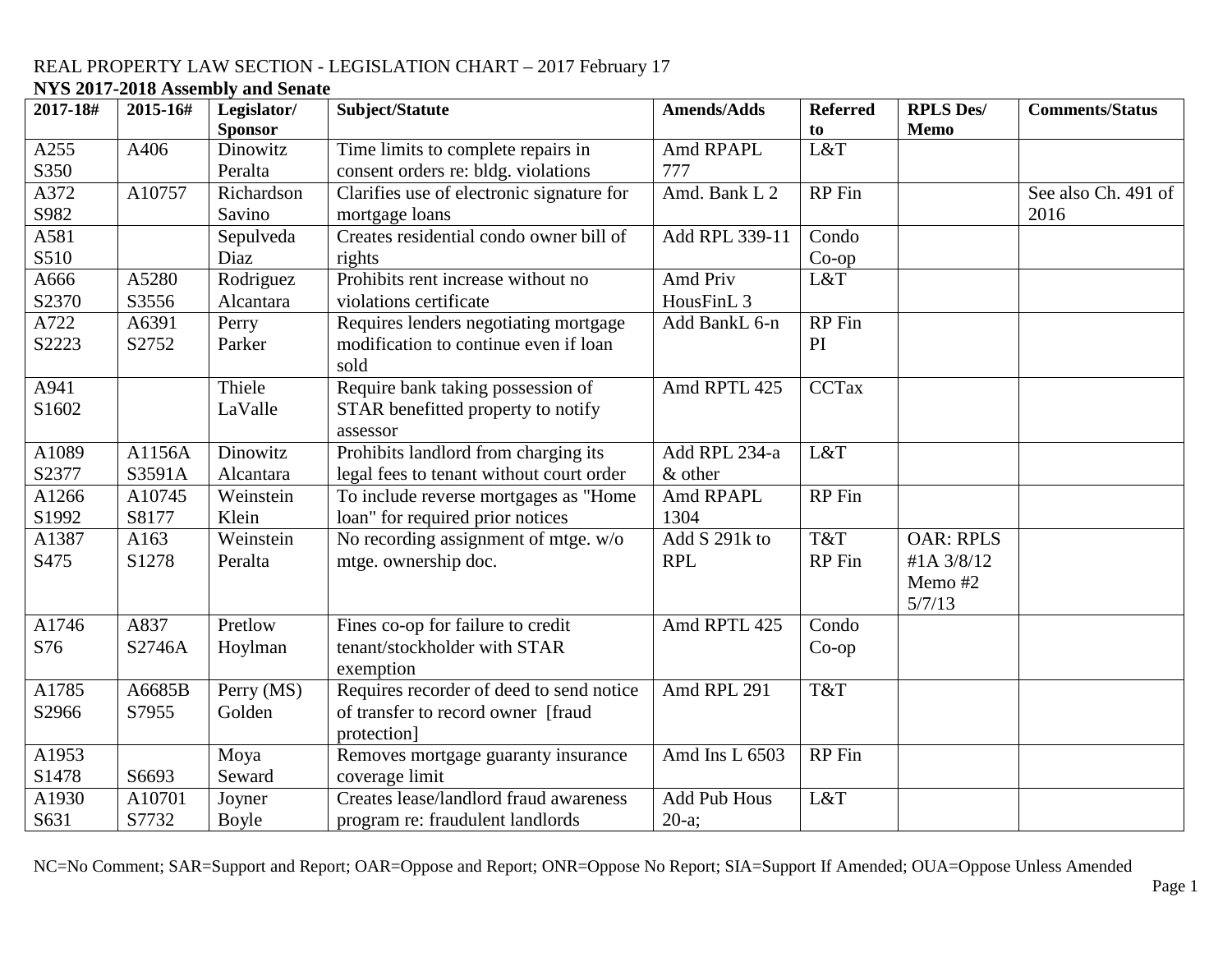REAL PROPERTY LAW SECTION - LEGISLATION CHART – 2017 February 17

**NYS 2017-2018 Assembly and Senate**

| 2017-18# | 2015-16# | Legislator/ Sponsor | Subject/Statute | Amends/Adds | Referred to | RPLS Des/ Memo | Comments/Status |
|---|---|---|---|---|---|---|---|
| A255 S350 | A406 | Dinowitz Peralta | Time limits to complete repairs in consent orders re: bldg. violations | Amd RPAPL 777 | L&T | | |
| A372 S982 | A10757 | Richardson Savino | Clarifies use of electronic signature for mortgage loans | Amd. Bank L 2 | RP Fin | | See also Ch. 491 of 2016 |
| A581 S510 | | Sepulveda Diaz | Creates residential condo owner bill of rights | Add RPL 339-11 | Condo Co-op | | |
| A666 S2370 | A5280 S3556 | Rodriguez Alcantara | Prohibits rent increase without no violations certificate | Amd Priv HousFinL 3 | L&T | | |
| A722 S2223 | A6391 S2752 | Perry Parker | Requires lenders negotiating mortgage modification to continue even if loan sold | Add BankL 6-n | RP Fin PI | | |
| A941 S1602 | | Thiele LaValle | Require bank taking possession of STAR benefitted property to notify assessor | Amd RPTL 425 | CCTax | | |
| A1089 S2377 | A1156A S3591A | Dinowitz Alcantara | Prohibits landlord from charging its legal fees to tenant without court order | Add RPL 234-a & other | L&T | | |
| A1266 S1992 | A10745 S8177 | Weinstein Klein | To include reverse mortgages as "Home loan" for required prior notices | Amd RPAPL 1304 | RP Fin | | |
| A1387 S475 | A163 S1278 | Weinstein Peralta | No recording assignment of mtge. w/o mtge. ownership doc. | Add S 291k to RPL | T&T RP Fin | OAR: RPLS #1A 3/8/12 Memo #2 5/7/13 | |
| A1746 S76 | A837 S2746A | Pretlow Hoylman | Fines co-op for failure to credit tenant/stockholder with STAR exemption | Amd RPTL 425 | Condo Co-op | | |
| A1785 S2966 | A6685B S7955 | Perry (MS) Golden | Requires recorder of deed to send notice of transfer to record owner [fraud protection] | Amd RPL 291 | T&T | | |
| A1953 S1478 | S6693 | Moya Seward | Removes mortgage guaranty insurance coverage limit | Amd Ins L 6503 | RP Fin | | |
| A1930 S631 | A10701 S7732 | Joyner Boyle | Creates lease/landlord fraud awareness program re: fraudulent landlords | Add Pub Hous 20-a; | L&T | | |

NC=No Comment; SAR=Support and Report; OAR=Oppose and Report; ONR=Oppose No Report; SIA=Support If Amended; OUA=Oppose Unless Amended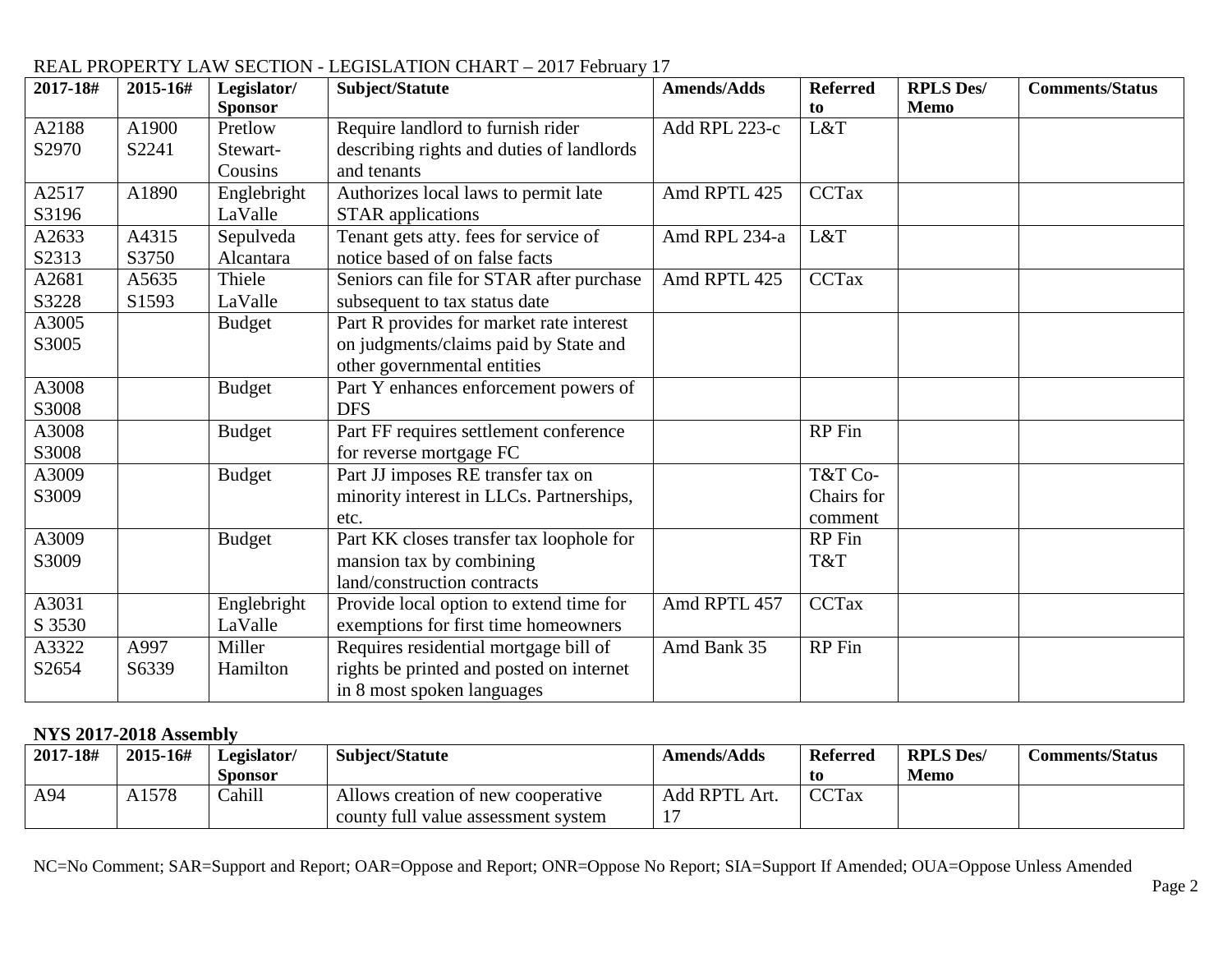REAL PROPERTY LAW SECTION - LEGISLATION CHART – 2017 February 17

| 2017-18# | 2015-16# | Legislator/ Sponsor | Subject/Statute | Amends/Adds | Referred to | RPLS Des/ Memo | Comments/Status |
|---|---|---|---|---|---|---|---|
| A2188 S2970 | A1900 S2241 | Pretlow Stewart-Cousins | Require landlord to furnish rider describing rights and duties of landlords and tenants | Add RPL 223-c | L&T | | |
| A2517 S3196 | A1890 | Englebright LaValle | Authorizes local laws to permit late STAR applications | Amd RPTL 425 | CCTax | | |
| A2633 S2313 | A4315 S3750 | Sepulveda Alcantara | Tenant gets atty. fees for service of notice based of on false facts | Amd RPL 234-a | L&T | | |
| A2681 S3228 | A5635 S1593 | Thiele LaValle | Seniors can file for STAR after purchase subsequent to tax status date | Amd RPTL 425 | CCTax | | |
| A3005 S3005 | | Budget | Part R provides for market rate interest on judgments/claims paid by State and other governmental entities | | | | |
| A3008 S3008 | | Budget | Part Y enhances enforcement powers of DFS | | | | |
| A3008 S3008 | | Budget | Part FF requires settlement conference for reverse mortgage FC | | RP Fin | | |
| A3009 S3009 | | Budget | Part JJ imposes RE transfer tax on minority interest in LLCs. Partnerships, etc. | | T&T Co-Chairs for comment | | |
| A3009 S3009 | | Budget | Part KK closes transfer tax loophole for mansion tax by combining land/construction contracts | | RP Fin T&T | | |
| A3031 S 3530 | | Englebright LaValle | Provide local option to extend time for exemptions for first time homeowners | Amd RPTL 457 | CCTax | | |
| A3322 S2654 | A997 S6339 | Miller Hamilton | Requires residential mortgage bill of rights be printed and posted on internet in 8 most spoken languages | Amd Bank 35 | RP Fin | | |

**NYS 2017-2018 Assembly**

| 2017-18# | 2015-16# | Legislator/ Sponsor | Subject/Statute | Amends/Adds | Referred to | RPLS Des/ Memo | Comments/Status |
|---|---|---|---|---|---|---|---|
| A94 | A1578 | Cahill | Allows creation of new cooperative county full value assessment system | Add RPTL Art. 17 | CCTax | | |

NC=No Comment; SAR=Support and Report; OAR=Oppose and Report; ONR=Oppose No Report; SIA=Support If Amended; OUA=Oppose Unless Amended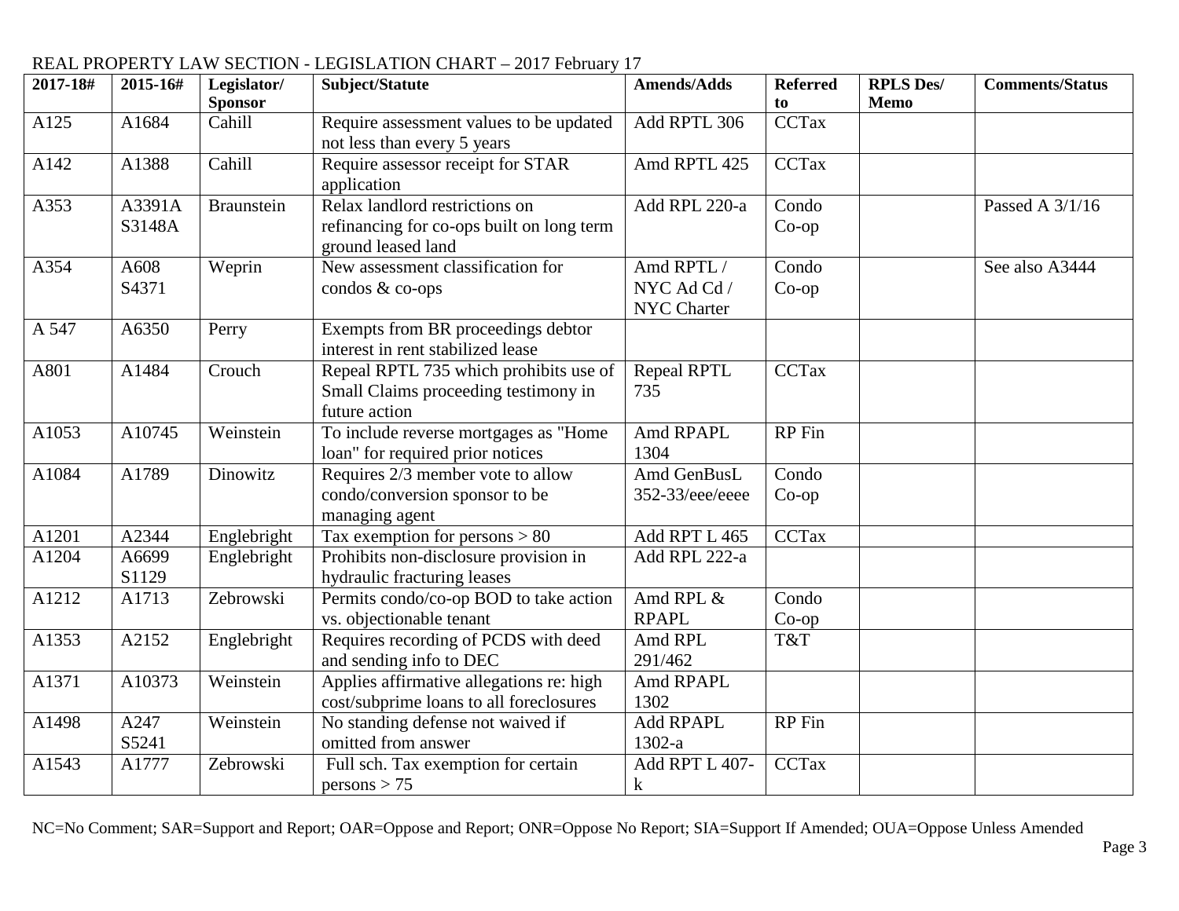REAL PROPERTY LAW SECTION - LEGISLATION CHART – 2017 February 17

| 2017-18# | 2015-16# | Legislator/ Sponsor | Subject/Statute | Amends/Adds | Referred to | RPLS Des/ Memo | Comments/Status |
|---|---|---|---|---|---|---|---|
| A125 | A1684 | Cahill | Require assessment values to be updated not less than every 5 years | Add RPTL 306 | CCTax | | |
| A142 | A1388 | Cahill | Require assessor receipt for STAR application | Amd RPTL 425 | CCTax | | |
| A353 | A3391A S3148A | Braunstein | Relax landlord restrictions on refinancing for co-ops built on long term ground leased land | Add RPL 220-a | Condo Co-op | | Passed A 3/1/16 |
| A354 | A608 S4371 | Weprin | New assessment classification for condos & co-ops | Amd RPTL / NYC Ad Cd / NYC Charter | Condo Co-op | | See also A3444 |
| A 547 | A6350 | Perry | Exempts from BR proceedings debtor interest in rent stabilized lease | | | | |
| A801 | A1484 | Crouch | Repeal RPTL 735 which prohibits use of Small Claims proceeding testimony in future action | Repeal RPTL 735 | CCTax | | |
| A1053 | A10745 | Weinstein | To include reverse mortgages as "Home loan" for required prior notices | Amd RPAPL 1304 | RP Fin | | |
| A1084 | A1789 | Dinowitz | Requires 2/3 member vote to allow condo/conversion sponsor to be managing agent | Amd GenBusL 352-33/eee/eeee | Condo Co-op | | |
| A1201 | A2344 | Englebright | Tax exemption for persons > 80 | Add RPT L 465 | CCTax | | |
| A1204 | A6699 S1129 | Englebright | Prohibits non-disclosure provision in hydraulic fracturing leases | Add RPL 222-a | | | |
| A1212 | A1713 | Zebrowski | Permits condo/co-op BOD to take action vs. objectionable tenant | Amd RPL & RPAPL | Condo Co-op | | |
| A1353 | A2152 | Englebright | Requires recording of PCDS with deed and sending info to DEC | Amd RPL 291/462 | T&T | | |
| A1371 | A10373 | Weinstein | Applies affirmative allegations re: high cost/subprime loans to all foreclosures | Amd RPAPL 1302 | | | |
| A1498 | A247 S5241 | Weinstein | No standing defense not waived if omitted from answer | Add RPAPL 1302-a | RP Fin | | |
| A1543 | A1777 | Zebrowski | Full sch. Tax exemption for certain persons > 75 | Add RPT L 407-k | CCTax | | |

NC=No Comment; SAR=Support and Report; OAR=Oppose and Report; ONR=Oppose No Report; SIA=Support If Amended; OUA=Oppose Unless Amended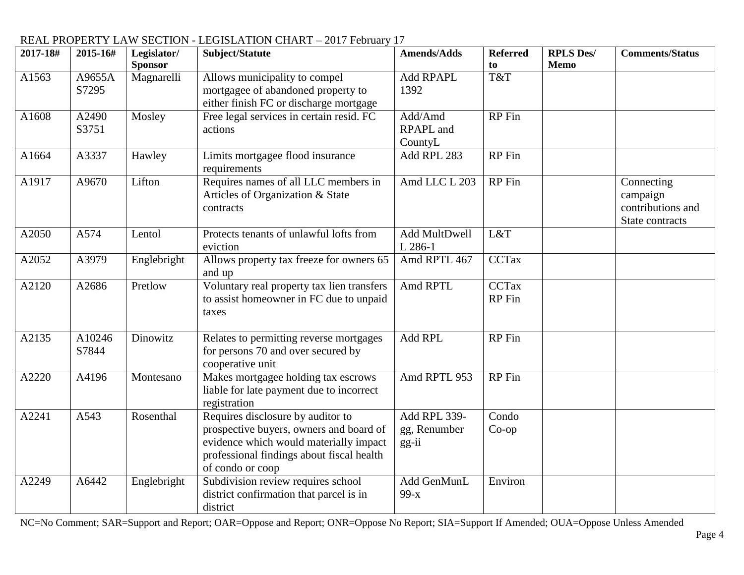REAL PROPERTY LAW SECTION - LEGISLATION CHART – 2017 February 17

| 2017-18# | 2015-16# | Legislator/ Sponsor | Subject/Statute | Amends/Adds | Referred to | RPLS Des/ Memo | Comments/Status |
|---|---|---|---|---|---|---|---|
| A1563 | A9655A S7295 | Magnarelli | Allows municipality to compel mortgagee of abandoned property to either finish FC or discharge mortgage | Add RPAPL 1392 | T&T | | |
| A1608 | A2490 S3751 | Mosley | Free legal services in certain resid. FC actions | Add/Amd RPAPL and CountyL | RP Fin | | |
| A1664 | A3337 | Hawley | Limits mortgagee flood insurance requirements | Add RPL 283 | RP Fin | | |
| A1917 | A9670 | Lifton | Requires names of all LLC members in Articles of Organization & State contracts | Amd LLC L 203 | RP Fin | | Connecting campaign contributions and State contracts |
| A2050 | A574 | Lentol | Protects tenants of unlawful lofts from eviction | Add MultDwell L 286-1 | L&T | | |
| A2052 | A3979 | Englebright | Allows property tax freeze for owners 65 and up | Amd RPTL 467 | CCTax | | |
| A2120 | A2686 | Pretlow | Voluntary real property tax lien transfers to assist homeowner in FC due to unpaid taxes | Amd RPTL | CCTax RP Fin | | |
| A2135 | A10246 S7844 | Dinowitz | Relates to permitting reverse mortgages for persons 70 and over secured by cooperative unit | Add RPL | RP Fin | | |
| A2220 | A4196 | Montesano | Makes mortgagee holding tax escrows liable for late payment due to incorrect registration | Amd RPTL 953 | RP Fin | | |
| A2241 | A543 | Rosenthal | Requires disclosure by auditor to prospective buyers, owners and board of evidence which would materially impact professional findings about fiscal health of condo or coop | Add RPL 339-gg, Renumber gg-ii | Condo Co-op | | |
| A2249 | A6442 | Englebright | Subdivision review requires school district confirmation that parcel is in district | Add GenMunL 99-x | Environ | | |

NC=No Comment; SAR=Support and Report; OAR=Oppose and Report; ONR=Oppose No Report; SIA=Support If Amended; OUA=Oppose Unless Amended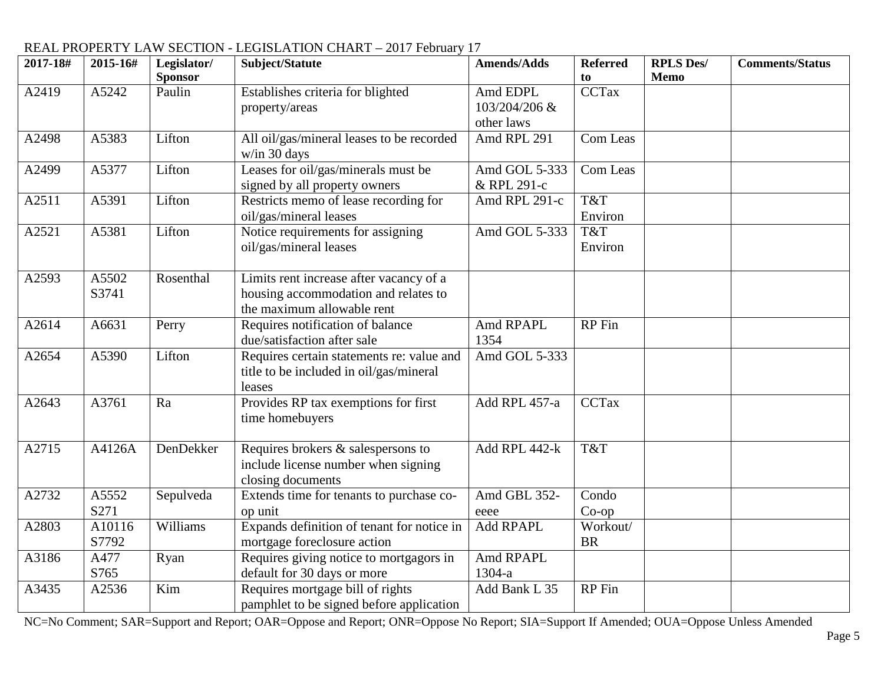REAL PROPERTY LAW SECTION - LEGISLATION CHART – 2017 February 17

| 2017-18# | 2015-16# | Legislator/ Sponsor | Subject/Statute | Amends/Adds | Referred to | RPLS Des/ Memo | Comments/Status |
|---|---|---|---|---|---|---|---|
| A2419 | A5242 | Paulin | Establishes criteria for blighted property/areas | Amd EDPL 103/204/206 & other laws | CCTax | | |
| A2498 | A5383 | Lifton | All oil/gas/mineral leases to be recorded w/in 30 days | Amd RPL 291 | Com Leas | | |
| A2499 | A5377 | Lifton | Leases for oil/gas/minerals must be signed by all property owners | Amd GOL 5-333 & RPL 291-c | Com Leas | | |
| A2511 | A5391 | Lifton | Restricts memo of lease recording for oil/gas/mineral leases | Amd RPL 291-c | T&T Environ | | |
| A2521 | A5381 | Lifton | Notice requirements for assigning oil/gas/mineral leases | Amd GOL 5-333 | T&T Environ | | |
| A2593 | A5502 S3741 | Rosenthal | Limits rent increase after vacancy of a housing accommodation and relates to the maximum allowable rent | | | | |
| A2614 | A6631 | Perry | Requires notification of balance due/satisfaction after sale | Amd RPAPL 1354 | RP Fin | | |
| A2654 | A5390 | Lifton | Requires certain statements re: value and title to be included in oil/gas/mineral leases | Amd GOL 5-333 | | | |
| A2643 | A3761 | Ra | Provides RP tax exemptions for first time homebuyers | Add RPL 457-a | CCTax | | |
| A2715 | A4126A | DenDekker | Requires brokers & salespersons to include license number when signing closing documents | Add RPL 442-k | T&T | | |
| A2732 | A5552 S271 | Sepulveda | Extends time for tenants to purchase co-op unit | Amd GBL 352-eeee | Condo Co-op | | |
| A2803 | A10116 S7792 | Williams | Expands definition of tenant for notice in mortgage foreclosure action | Add RPAPL | Workout/ BR | | |
| A3186 | A477 S765 | Ryan | Requires giving notice to mortgagors in default for 30 days or more | Amd RPAPL 1304-a | | | |
| A3435 | A2536 | Kim | Requires mortgage bill of rights pamphlet to be signed before application | Add Bank L 35 | RP Fin | | |

NC=No Comment; SAR=Support and Report; OAR=Oppose and Report; ONR=Oppose No Report; SIA=Support If Amended; OUA=Oppose Unless Amended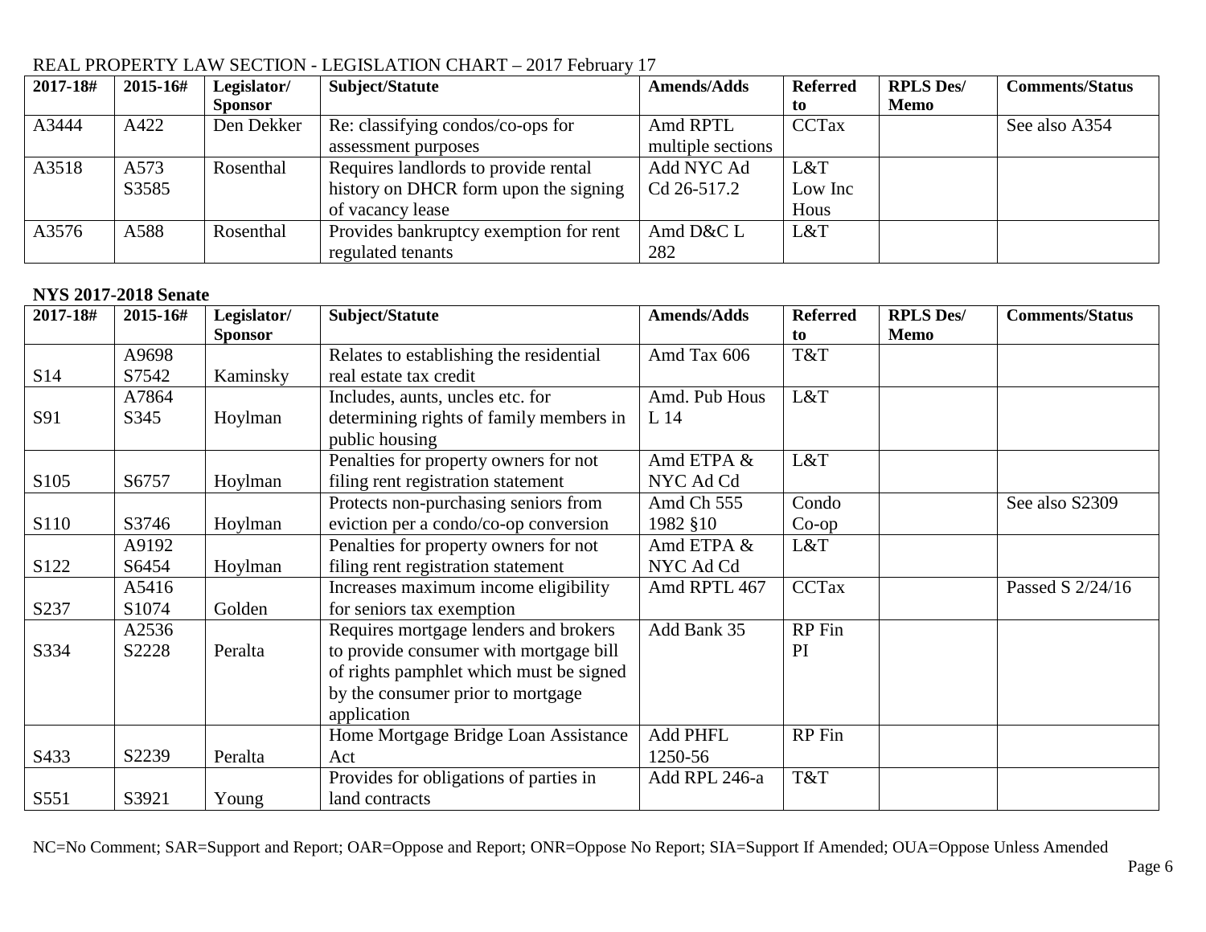REAL PROPERTY LAW SECTION - LEGISLATION CHART – 2017 February 17

| 2017-18# | 2015-16# | Legislator/ Sponsor | Subject/Statute | Amends/Adds | Referred to | RPLS Des/ Memo | Comments/Status |
|---|---|---|---|---|---|---|---|
| A3444 | A422 | Den Dekker | Re: classifying condos/co-ops for assessment purposes | Amd RPTL multiple sections | CCTax | | See also A354 |
| A3518 | A573 S3585 | Rosenthal | Requires landlords to provide rental history on DHCR form upon the signing of vacancy lease | Add NYC Ad Cd 26-517.2 | L&T Low Inc Hous | | |
| A3576 | A588 | Rosenthal | Provides bankruptcy exemption for rent regulated tenants | Amd D&C L 282 | L&T | | |

**NYS 2017-2018 Senate**

| 2017-18# | 2015-16# | Legislator/ Sponsor | Subject/Statute | Amends/Adds | Referred to | RPLS Des/ Memo | Comments/Status |
|---|---|---|---|---|---|---|---|
| S14 | A9698 S7542 | Kaminsky | Relates to establishing the residential real estate tax credit | Amd Tax 606 | T&T | | |
| S91 | A7864 S345 | Hoylman | Includes, aunts, uncles etc. for determining rights of family members in public housing | Amd. Pub Hous L 14 | L&T | | |
| S105 | S6757 | Hoylman | Penalties for property owners for not filing rent registration statement | Amd ETPA & NYC Ad Cd | L&T | | |
| S110 | S3746 | Hoylman | Protects non-purchasing seniors from eviction per a condo/co-op conversion | Amd Ch 555 1982 §10 | Condo Co-op | | See also S2309 |
| S122 | A9192 S6454 | Hoylman | Penalties for property owners for not filing rent registration statement | Amd ETPA & NYC Ad Cd | L&T | | |
| S237 | A5416 S1074 | Golden | Increases maximum income eligibility for seniors tax exemption | Amd RPTL 467 | CCTax | | Passed S 2/24/16 |
| S334 | A2536 S2228 | Peralta | Requires mortgage lenders and brokers to provide consumer with mortgage bill of rights pamphlet which must be signed by the consumer prior to mortgage application | Add Bank 35 | RP Fin PI | | |
| S433 | S2239 | Peralta | Home Mortgage Bridge Loan Assistance Act | Add PHFL 1250-56 | RP Fin | | |
| S551 | S3921 | Young | Provides for obligations of parties in land contracts | Add RPL 246-a | T&T | | |

NC=No Comment; SAR=Support and Report; OAR=Oppose and Report; ONR=Oppose No Report; SIA=Support If Amended; OUA=Oppose Unless Amended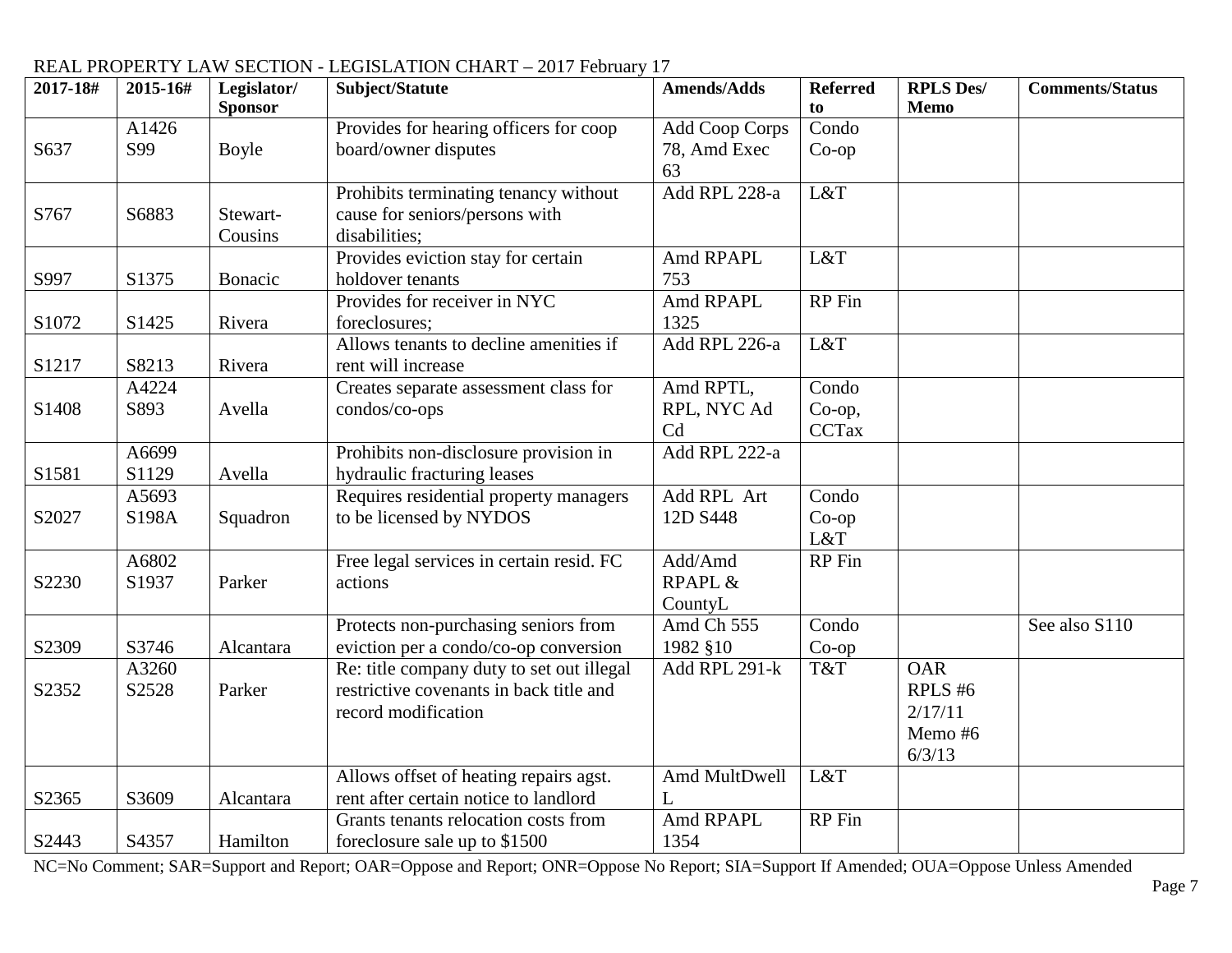REAL PROPERTY LAW SECTION - LEGISLATION CHART – 2017 February 17

| 2017-18# | 2015-16# | Legislator/ Sponsor | Subject/Statute | Amends/Adds | Referred to | RPLS Des/ Memo | Comments/Status |
|---|---|---|---|---|---|---|---|
| S637 | A1426 S99 | Boyle | Provides for hearing officers for coop board/owner disputes | Add Coop Corps 78, Amd Exec 63 | Condo Co-op | | |
| S767 | S6883 | Stewart-Cousins | Prohibits terminating tenancy without cause for seniors/persons with disabilities; | Add RPL 228-a | L&T | | |
| S997 | S1375 | Bonacic | Provides eviction stay for certain holdover tenants | Amd RPAPL 753 | L&T | | |
| S1072 | S1425 | Rivera | Provides for receiver in NYC foreclosures; | Amd RPAPL 1325 | RP Fin | | |
| S1217 | S8213 | Rivera | Allows tenants to decline amenities if rent will increase | Add RPL 226-a | L&T | | |
| S1408 | A4224 S893 | Avella | Creates separate assessment class for condos/co-ops | Amd RPTL, RPL, NYC Ad Cd | Condo Co-op, CCTax | | |
| S1581 | A6699 S1129 | Avella | Prohibits non-disclosure provision in hydraulic fracturing leases | Add RPL 222-a | | | |
| S2027 | A5693 S198A | Squadron | Requires residential property managers to be licensed by NYDOS | Add RPL Art 12D S448 | Condo Co-op L&T | | |
| S2230 | A6802 S1937 | Parker | Free legal services in certain resid. FC actions | Add/Amd RPAPL & CountyL | RP Fin | | |
| S2309 | S3746 | Alcantara | Protects non-purchasing seniors from eviction per a condo/co-op conversion | Amd Ch 555 1982 §10 | Condo Co-op | | See also S110 |
| S2352 | A3260 S2528 | Parker | Re: title company duty to set out illegal restrictive covenants in back title and record modification | Add RPL 291-k | T&T | OAR RPLS #6 2/17/11 Memo #6 6/3/13 | |
| S2365 | S3609 | Alcantara | Allows offset of heating repairs agst. rent after certain notice to landlord | Amd MultDwell L | L&T | | |
| S2443 | S4357 | Hamilton | Grants tenants relocation costs from foreclosure sale up to $1500 | Amd RPAPL 1354 | RP Fin | | |

NC=No Comment; SAR=Support and Report; OAR=Oppose and Report; ONR=Oppose No Report; SIA=Support If Amended; OUA=Oppose Unless Amended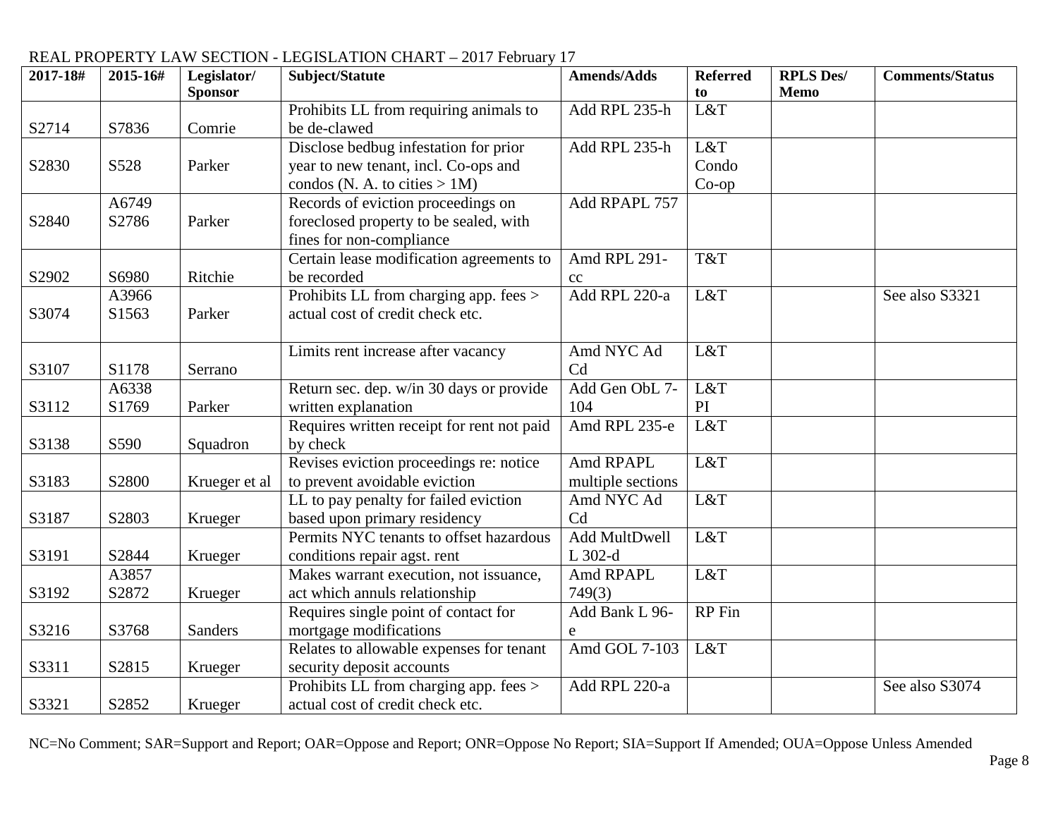REAL PROPERTY LAW SECTION - LEGISLATION CHART – 2017 February 17

| 2017-18# | 2015-16# | Legislator/ Sponsor | Subject/Statute | Amends/Adds | Referred to | RPLS Des/ Memo | Comments/Status |
|---|---|---|---|---|---|---|---|
| S2714 | S7836 | Comrie | Prohibits LL from requiring animals to be de-clawed | Add RPL 235-h | L&T | | |
| S2830 | S528 | Parker | Disclose bedbug infestation for prior year to new tenant, incl. Co-ops and condos (N. A. to cities > 1M) | Add RPL 235-h | L&T Condo Co-op | | |
| S2840 | A6749 S2786 | Parker | Records of eviction proceedings on foreclosed property to be sealed, with fines for non-compliance | Add RPAPL 757 | | | |
| S2902 | S6980 | Ritchie | Certain lease modification agreements to be recorded | Amd RPL 291-cc | T&T | | |
| S3074 | A3966 S1563 | Parker | Prohibits LL from charging app. fees > actual cost of credit check etc. | Add RPL 220-a | L&T | | See also S3321 |
| S3107 | S1178 | Serrano | Limits rent increase after vacancy | Amd NYC Ad Cd | L&T | | |
| S3112 | A6338 S1769 | Parker | Return sec. dep. w/in 30 days or provide written explanation | Add Gen ObL 7-104 | L&T PI | | |
| S3138 | S590 | Squadron | Requires written receipt for rent not paid by check | Amd RPL 235-e | L&T | | |
| S3183 | S2800 | Krueger et al | Revises eviction proceedings re: notice to prevent avoidable eviction | Amd RPAPL multiple sections | L&T | | |
| S3187 | S2803 | Krueger | LL to pay penalty for failed eviction based upon primary residency | Amd NYC Ad Cd | L&T | | |
| S3191 | S2844 | Krueger | Permits NYC tenants to offset hazardous conditions repair agst. rent | Add MultDwell L 302-d | L&T | | |
| S3192 | A3857 S2872 | Krueger | Makes warrant execution, not issuance, act which annuls relationship | Amd RPAPL 749(3) | L&T | | |
| S3216 | S3768 | Sanders | Requires single point of contact for mortgage modifications | Add Bank L 96-e | RP Fin | | |
| S3311 | S2815 | Krueger | Relates to allowable expenses for tenant security deposit accounts | Amd GOL 7-103 | L&T | | |
| S3321 | S2852 | Krueger | Prohibits LL from charging app. fees > actual cost of credit check etc. | Add RPL 220-a | | | See also S3074 |

NC=No Comment; SAR=Support and Report; OAR=Oppose and Report; ONR=Oppose No Report; SIA=Support If Amended; OUA=Oppose Unless Amended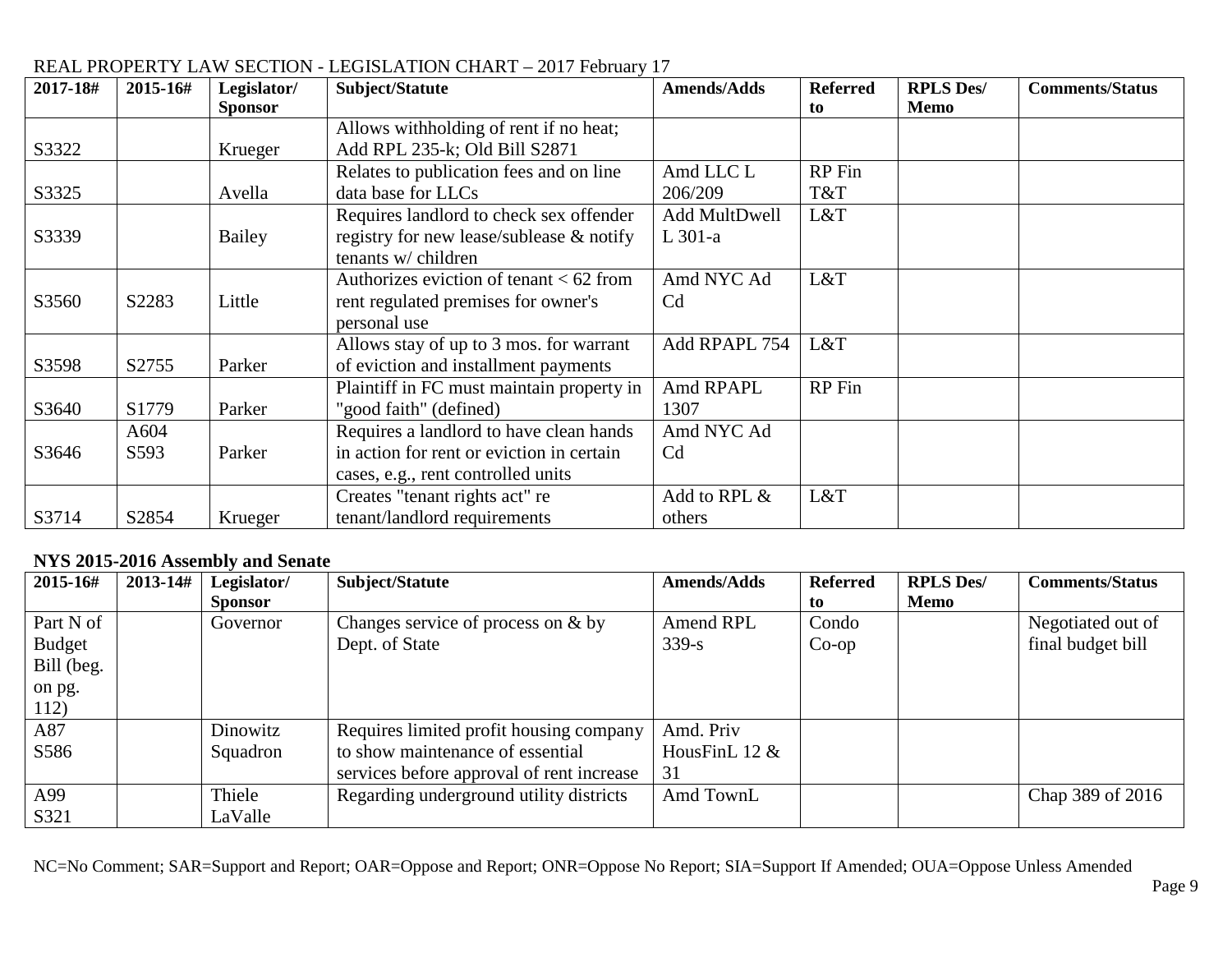REAL PROPERTY LAW SECTION - LEGISLATION CHART – 2017 February 17

| 2017-18# | 2015-16# | Legislator/ Sponsor | Subject/Statute | Amends/Adds | Referred to | RPLS Des/ Memo | Comments/Status |
|---|---|---|---|---|---|---|---|
| S3322 | | Krueger | Allows withholding of rent if no heat; Add RPL 235-k; Old Bill S2871 | | | | |
| S3325 | | Avella | Relates to publication fees and on line data base for LLCs | Amd LLC L 206/209 | RP Fin T&T | | |
| S3339 | | Bailey | Requires landlord to check sex offender registry for new lease/sublease & notify tenants w/ children | Add MultDwell L 301-a | L&T | | |
| S3560 | S2283 | Little | Authorizes eviction of tenant < 62 from rent regulated premises for owner's personal use | Amd NYC Ad Cd | L&T | | |
| S3598 | S2755 | Parker | Allows stay of up to 3 mos. for warrant of eviction and installment payments | Add RPAPL 754 | L&T | | |
| S3640 | S1779 | Parker | Plaintiff in FC must maintain property in "good faith" (defined) | Amd RPAPL 1307 | RP Fin | | |
| S3646 | A604 S593 | Parker | Requires a landlord to have clean hands in action for rent or eviction in certain cases, e.g., rent controlled units | Amd NYC Ad Cd | | | |
| S3714 | S2854 | Krueger | Creates "tenant rights act" re tenant/landlord requirements | Add to RPL & others | L&T | | |

**NYS 2015-2016 Assembly and Senate**

| 2015-16# | 2013-14# | Legislator/ Sponsor | Subject/Statute | Amends/Adds | Referred to | RPLS Des/ Memo | Comments/Status |
|---|---|---|---|---|---|---|---|
| Part N of Budget Bill (beg. on pg. 112) | | Governor | Changes service of process on & by Dept. of State | Amend RPL 339-s | Condo Co-op | | Negotiated out of final budget bill |
| A87 S586 | | Dinowitz Squadron | Requires limited profit housing company to show maintenance of essential services before approval of rent increase | Amd. Priv HousFinL 12 & 31 | | | |
| A99 S321 | | Thiele LaValle | Regarding underground utility districts | Amd TownL | | | Chap 389 of 2016 |

NC=No Comment; SAR=Support and Report; OAR=Oppose and Report; ONR=Oppose No Report; SIA=Support If Amended; OUA=Oppose Unless Amended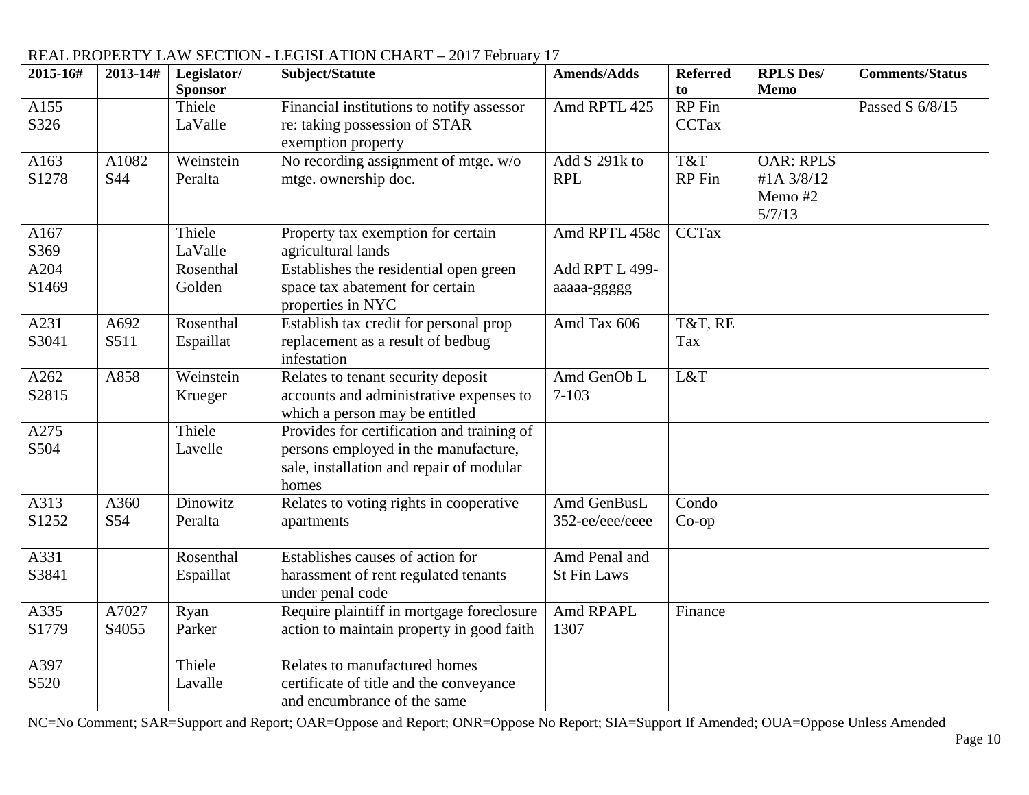REAL PROPERTY LAW SECTION - LEGISLATION CHART – 2017 February 17

| 2015-16# | 2013-14# | Legislator/ Sponsor | Subject/Statute | Amends/Adds | Referred to | RPLS Des/ Memo | Comments/Status |
|---|---|---|---|---|---|---|---|
| A155 S326 | | Thiele LaValle | Financial institutions to notify assessor re: taking possession of STAR exemption property | Amd RPTL 425 | RP Fin CCTax | | Passed S 6/8/15 |
| A163 S1278 | A1082 S44 | Weinstein Peralta | No recording assignment of mtge. w/o mtge. ownership doc. | Add S 291k to RPL | T&T RP Fin | OAR: RPLS #1A 3/8/12 Memo #2 5/7/13 | |
| A167 S369 | | Thiele LaValle | Property tax exemption for certain agricultural lands | Amd RPTL 458c | CCTax | | |
| A204 S1469 | | Rosenthal Golden | Establishes the residential open green space tax abatement for certain properties in NYC | Add RPT L 499-aaaaa-ggggg | | | |
| A231 S3041 | A692 S511 | Rosenthal Espaillat | Establish tax credit for personal prop replacement as a result of bedbug infestation | Amd Tax 606 | T&T, RE Tax | | |
| A262 S2815 | A858 | Weinstein Krueger | Relates to tenant security deposit accounts and administrative expenses to which a person may be entitled | Amd GenOb L 7-103 | L&T | | |
| A275 S504 | | Thiele Lavelle | Provides for certification and training of persons employed in the manufacture, sale, installation and repair of modular homes | | | | |
| A313 S1252 | A360 S54 | Dinowitz Peralta | Relates to voting rights in cooperative apartments | Amd GenBusL 352-ee/eee/eeee | Condo Co-op | | |
| A331 S3841 | | Rosenthal Espaillat | Establishes causes of action for harassment of rent regulated tenants under penal code | Amd Penal and St Fin Laws | | | |
| A335 S1779 | A7027 S4055 | Ryan Parker | Require plaintiff in mortgage foreclosure action to maintain property in good faith | Amd RPAPL 1307 | Finance | | |
| A397 S520 | | Thiele Lavalle | Relates to manufactured homes certificate of title and the conveyance and encumbrance of the same | | | | |

NC=No Comment; SAR=Support and Report; OAR=Oppose and Report; ONR=Oppose No Report; SIA=Support If Amended; OUA=Oppose Unless Amended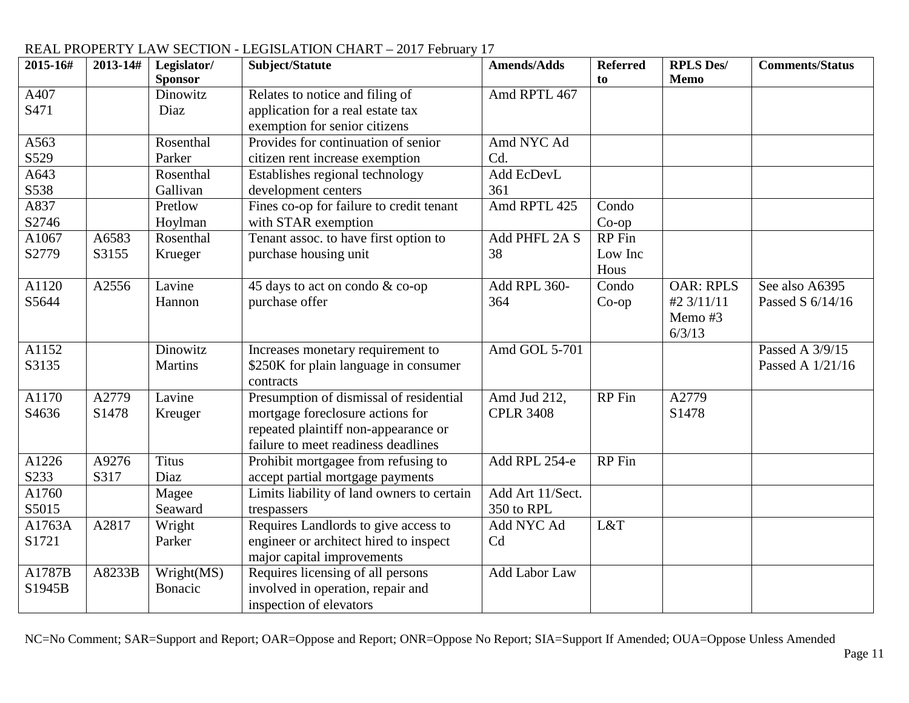REAL PROPERTY LAW SECTION - LEGISLATION CHART – 2017 February 17

| 2015-16# | 2013-14# | Legislator/ Sponsor | Subject/Statute | Amends/Adds | Referred to | RPLS Des/ Memo | Comments/Status |
|---|---|---|---|---|---|---|---|
| A407 S471 | | Dinowitz Diaz | Relates to notice and filing of application for a real estate tax exemption for senior citizens | Amd RPTL 467 | | | |
| A563 S529 | | Rosenthal Parker | Provides for continuation of senior citizen rent increase exemption | Amd NYC Ad Cd. | | | |
| A643 S538 | | Rosenthal Gallivan | Establishes regional technology development centers | Add EcDevL 361 | | | |
| A837 S2746 | | Pretlow Hoylman | Fines co-op for failure to credit tenant with STAR exemption | Amd RPTL 425 | Condo Co-op | | |
| A1067 S2779 | A6583 S3155 | Rosenthal Krueger | Tenant assoc. to have first option to purchase housing unit | Add PHFL 2A S 38 | RP Fin Low Inc Hous | | |
| A1120 S5644 | A2556 | Lavine Hannon | 45 days to act on condo & co-op purchase offer | Add RPL 360-364 | Condo Co-op | OAR: RPLS #2 3/11/11 Memo #3 6/3/13 | See also A6395 Passed S 6/14/16 |
| A1152 S3135 | | Dinowitz Martins | Increases monetary requirement to $250K for plain language in consumer contracts | Amd GOL 5-701 | | | Passed A 3/9/15 Passed A 1/21/16 |
| A1170 S4636 | A2779 S1478 | Lavine Kreuger | Presumption of dismissal of residential mortgage foreclosure actions for repeated plaintiff non-appearance or failure to meet readiness deadlines | Amd Jud 212, CPLR 3408 | RP Fin | A2779 S1478 | |
| A1226 S233 | A9276 S317 | Titus Diaz | Prohibit mortgagee from refusing to accept partial mortgage payments | Add RPL 254-e | RP Fin | | |
| A1760 S5015 | | Magee Seaward | Limits liability of land owners to certain trespassers | Add Art 11/Sect. 350 to RPL | | | |
| A1763A S1721 | A2817 | Wright Parker | Requires Landlords to give access to engineer or architect hired to inspect major capital improvements | Add NYC Ad Cd | L&T | | |
| A1787B S1945B | A8233B | Wright(MS) Bonacic | Requires licensing of all persons involved in operation, repair and inspection of elevators | Add Labor Law | | | |

NC=No Comment; SAR=Support and Report; OAR=Oppose and Report; ONR=Oppose No Report; SIA=Support If Amended; OUA=Oppose Unless Amended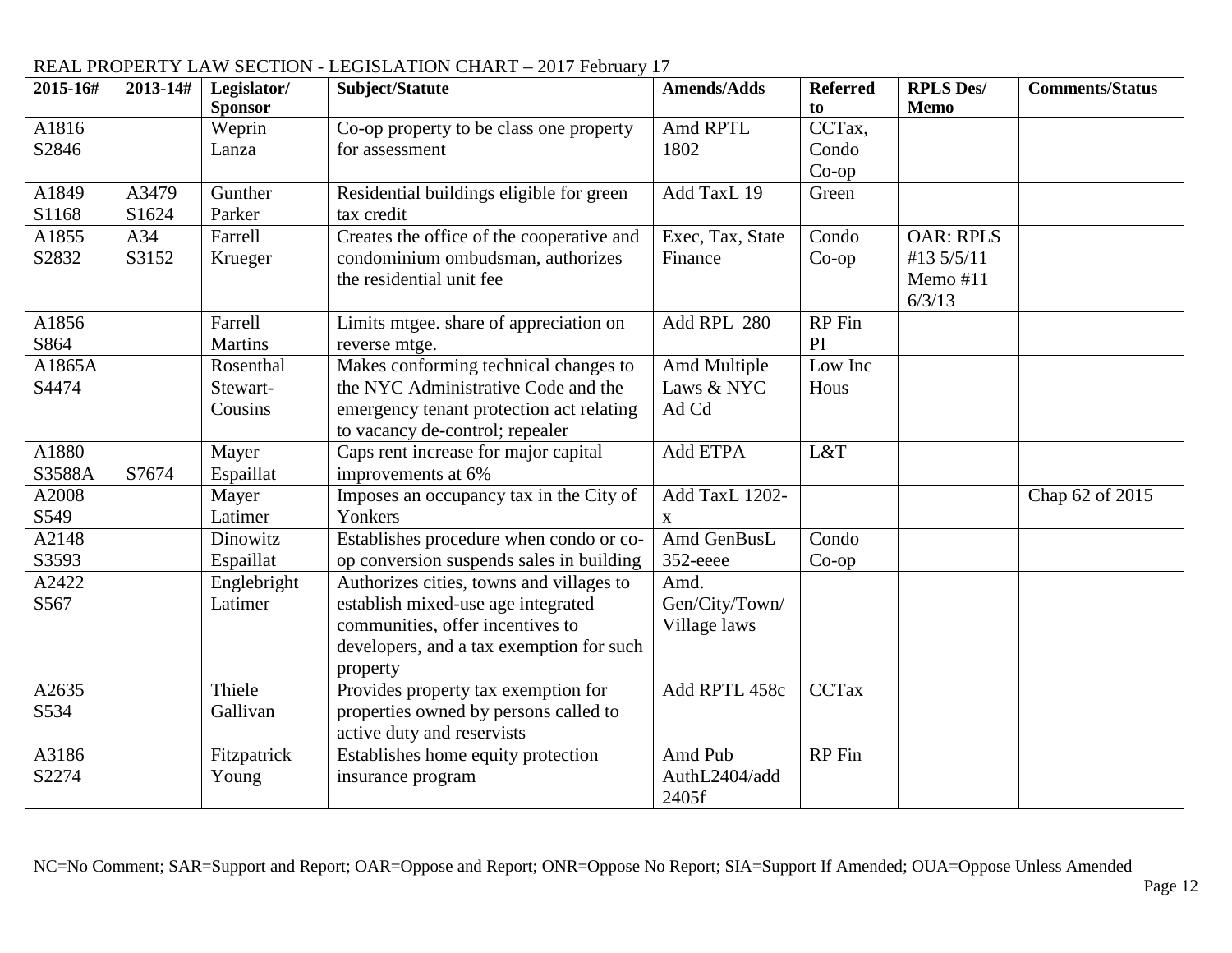REAL PROPERTY LAW SECTION - LEGISLATION CHART – 2017 February 17

| 2015-16# | 2013-14# | Legislator/ Sponsor | Subject/Statute | Amends/Adds | Referred to | RPLS Des/ Memo | Comments/Status |
|---|---|---|---|---|---|---|---|
| A1816 S2846 | | Weprin Lanza | Co-op property to be class one property for assessment | Amd RPTL 1802 | CCTax, Condo Co-op | | |
| A1849 S1168 | A3479 S1624 | Gunther Parker | Residential buildings eligible for green tax credit | Add TaxL 19 | Green | | |
| A1855 S2832 | A34 S3152 | Farrell Krueger | Creates the office of the cooperative and condominium ombudsman, authorizes the residential unit fee | Exec, Tax, State Finance | Condo Co-op | OAR: RPLS #13 5/5/11 Memo #11 6/3/13 | |
| A1856 S864 | | Farrell Martins | Limits mtgee. share of appreciation on reverse mtge. | Add RPL 280 | RP Fin PI | | |
| A1865A S4474 | | Rosenthal Stewart-Cousins | Makes conforming technical changes to the NYC Administrative Code and the emergency tenant protection act relating to vacancy de-control; repealer | Amd Multiple Laws & NYC Ad Cd | Low Inc Hous | | |
| A1880 S3588A | S7674 | Mayer Espaillat | Caps rent increase for major capital improvements at 6% | Add ETPA | L&T | | |
| A2008 S549 | | Mayer Latimer | Imposes an occupancy tax in the City of Yonkers | Add TaxL 1202-x | | | Chap 62 of 2015 |
| A2148 S3593 | | Dinowitz Espaillat | Establishes procedure when condo or co-op conversion suspends sales in building | Amd GenBusL 352-eeee | Condo Co-op | | |
| A2422 S567 | | Englebright Latimer | Authorizes cities, towns and villages to establish mixed-use age integrated communities, offer incentives to developers, and a tax exemption for such property | Amd. Gen/City/Town/ Village laws | | | |
| A2635 S534 | | Thiele Gallivan | Provides property tax exemption for properties owned by persons called to active duty and reservists | Add RPTL 458c | CCTax | | |
| A3186 S2274 | | Fitzpatrick Young | Establishes home equity protection insurance program | Amd Pub AuthL2404/add 2405f | RP Fin | | |

NC=No Comment; SAR=Support and Report; OAR=Oppose and Report; ONR=Oppose No Report; SIA=Support If Amended; OUA=Oppose Unless Amended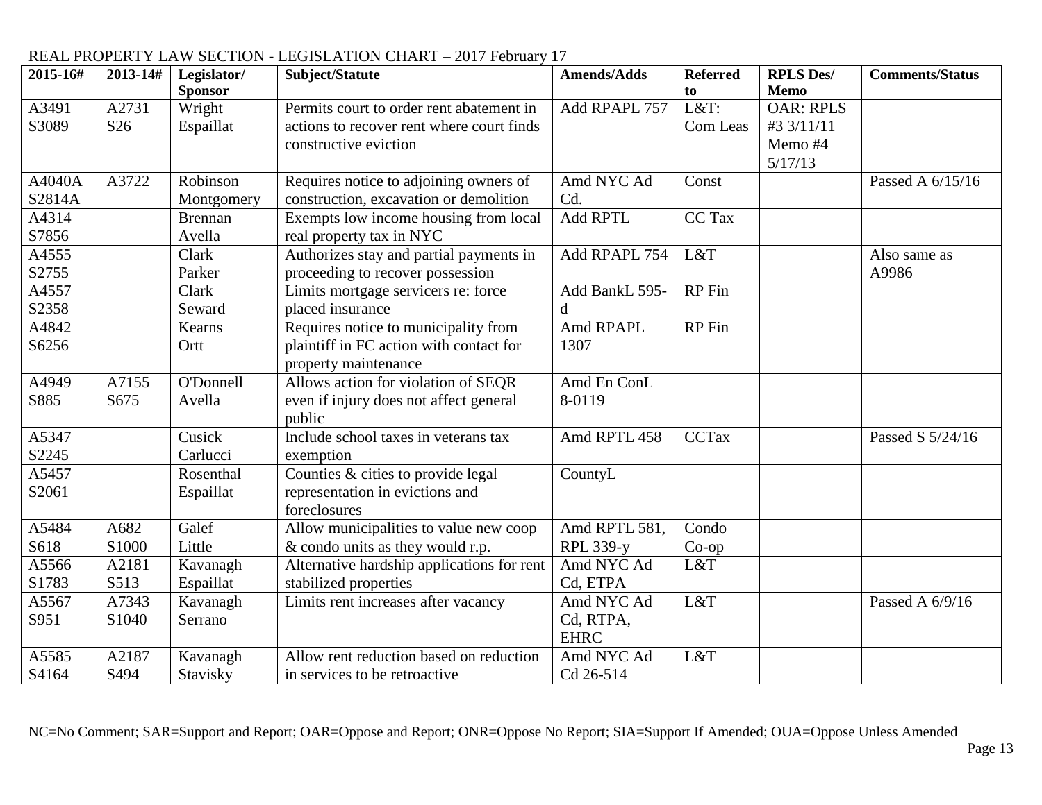REAL PROPERTY LAW SECTION - LEGISLATION CHART – 2017 February 17

| 2015-16# | 2013-14# | Legislator/ Sponsor | Subject/Statute | Amends/Adds | Referred to | RPLS Des/ Memo | Comments/Status |
|---|---|---|---|---|---|---|---|
| A3491 S3089 | A2731 S26 | Wright Espaillat | Permits court to order rent abatement in actions to recover rent where court finds constructive eviction | Add RPAPL 757 | L&T: Com Leas | OAR: RPLS #3 3/11/11 Memo #4 5/17/13 | |
| A4040A S2814A | A3722 | Robinson Montgomery | Requires notice to adjoining owners of construction, excavation or demolition | Amd NYC Ad Cd. | Const | | Passed A 6/15/16 |
| A4314 S7856 | | Brennan Avella | Exempts low income housing from local real property tax in NYC | Add RPTL | CC Tax | | |
| A4555 S2755 | | Clark Parker | Authorizes stay and partial payments in proceeding to recover possession | Add RPAPL 754 | L&T | | Also same as A9986 |
| A4557 S2358 | | Clark Seward | Limits mortgage servicers re: force placed insurance | Add BankL 595-d | RP Fin | | |
| A4842 S6256 | | Kearns Ortt | Requires notice to municipality from plaintiff in FC action with contact for property maintenance | Amd RPAPL 1307 | RP Fin | | |
| A4949 S885 | A7155 S675 | O'Donnell Avella | Allows action for violation of SEQR even if injury does not affect general public | Amd En ConL 8-0119 | | | |
| A5347 S2245 | | Cusick Carlucci | Include school taxes in veterans tax exemption | Amd RPTL 458 | CCTax | | Passed S 5/24/16 |
| A5457 S2061 | | Rosenthal Espaillat | Counties & cities to provide legal representation in evictions and foreclosures | CountyL | | | |
| A5484 S618 | A682 S1000 | Galef Little | Allow municipalities to value new coop & condo units as they would r.p. | Amd RPTL 581, RPL 339-y | Condo Co-op | | |
| A5566 S1783 | A2181 S513 | Kavanagh Espaillat | Alternative hardship applications for rent stabilized properties | Amd NYC Ad Cd, ETPA | L&T | | |
| A5567 S951 | A7343 S1040 | Kavanagh Serrano | Limits rent increases after vacancy | Amd NYC Ad Cd, RTPA, EHRC | L&T | | Passed A 6/9/16 |
| A5585 S4164 | A2187 S494 | Kavanagh Stavisky | Allow rent reduction based on reduction in services to be retroactive | Amd NYC Ad Cd 26-514 | L&T | | |

NC=No Comment; SAR=Support and Report; OAR=Oppose and Report; ONR=Oppose No Report; SIA=Support If Amended; OUA=Oppose Unless Amended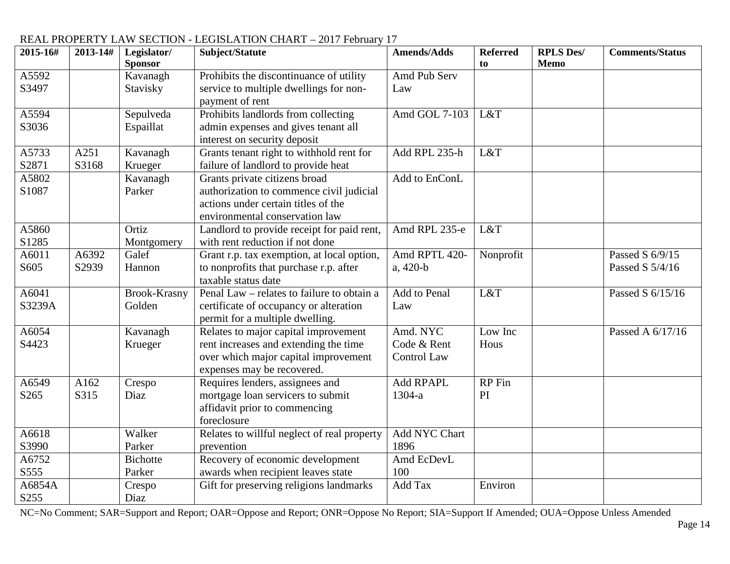REAL PROPERTY LAW SECTION - LEGISLATION CHART – 2017 February 17

| 2015-16# | 2013-14# | Legislator/ Sponsor | Subject/Statute | Amends/Adds | Referred to | RPLS Des/ Memo | Comments/Status |
|---|---|---|---|---|---|---|---|
| A5592 S3497 | | Kavanagh Stavisky | Prohibits the discontinuance of utility service to multiple dwellings for non-payment of rent | Amd Pub Serv Law | | | |
| A5594 S3036 | | Sepulveda Espaillat | Prohibits landlords from collecting admin expenses and gives tenant all interest on security deposit | Amd GOL 7-103 | L&T | | |
| A5733 S2871 | A251 S3168 | Kavanagh Krueger | Grants tenant right to withhold rent for failure of landlord to provide heat | Add RPL 235-h | L&T | | |
| A5802 S1087 | | Kavanagh Parker | Grants private citizens broad authorization to commence civil judicial actions under certain titles of the environmental conservation law | Add to EnConL | | | |
| A5860 S1285 | | Ortiz Montgomery | Landlord to provide receipt for paid rent, with rent reduction if not done | Amd RPL 235-e | L&T | | |
| A6011 S605 | A6392 S2939 | Galef Hannon | Grant r.p. tax exemption, at local option, to nonprofits that purchase r.p. after taxable status date | Amd RPTL 420-a, 420-b | Nonprofit | | Passed S 6/9/15 Passed S 5/4/16 |
| A6041 S3239A | | Brook-Krasny Golden | Penal Law – relates to failure to obtain a certificate of occupancy or alteration permit for a multiple dwelling. | Add to Penal Law | L&T | | Passed S 6/15/16 |
| A6054 S4423 | | Kavanagh Krueger | Relates to major capital improvement rent increases and extending the time over which major capital improvement expenses may be recovered. | Amd. NYC Code & Rent Control Law | Low Inc Hous | | Passed A 6/17/16 |
| A6549 S265 | A162 S315 | Crespo Diaz | Requires lenders, assignees and mortgage loan servicers to submit affidavit prior to commencing foreclosure | Add RPAPL 1304-a | RP Fin PI | | |
| A6618 S3990 | | Walker Parker | Relates to willful neglect of real property prevention | Add NYC Chart 1896 | | | |
| A6752 S555 | | Bichotte Parker | Recovery of economic development awards when recipient leaves state | Amd EcDevL 100 | | | |
| A6854A S255 | | Crespo Diaz | Gift for preserving religions landmarks | Add Tax | Environ | | |

NC=No Comment; SAR=Support and Report; OAR=Oppose and Report; ONR=Oppose No Report; SIA=Support If Amended; OUA=Oppose Unless Amended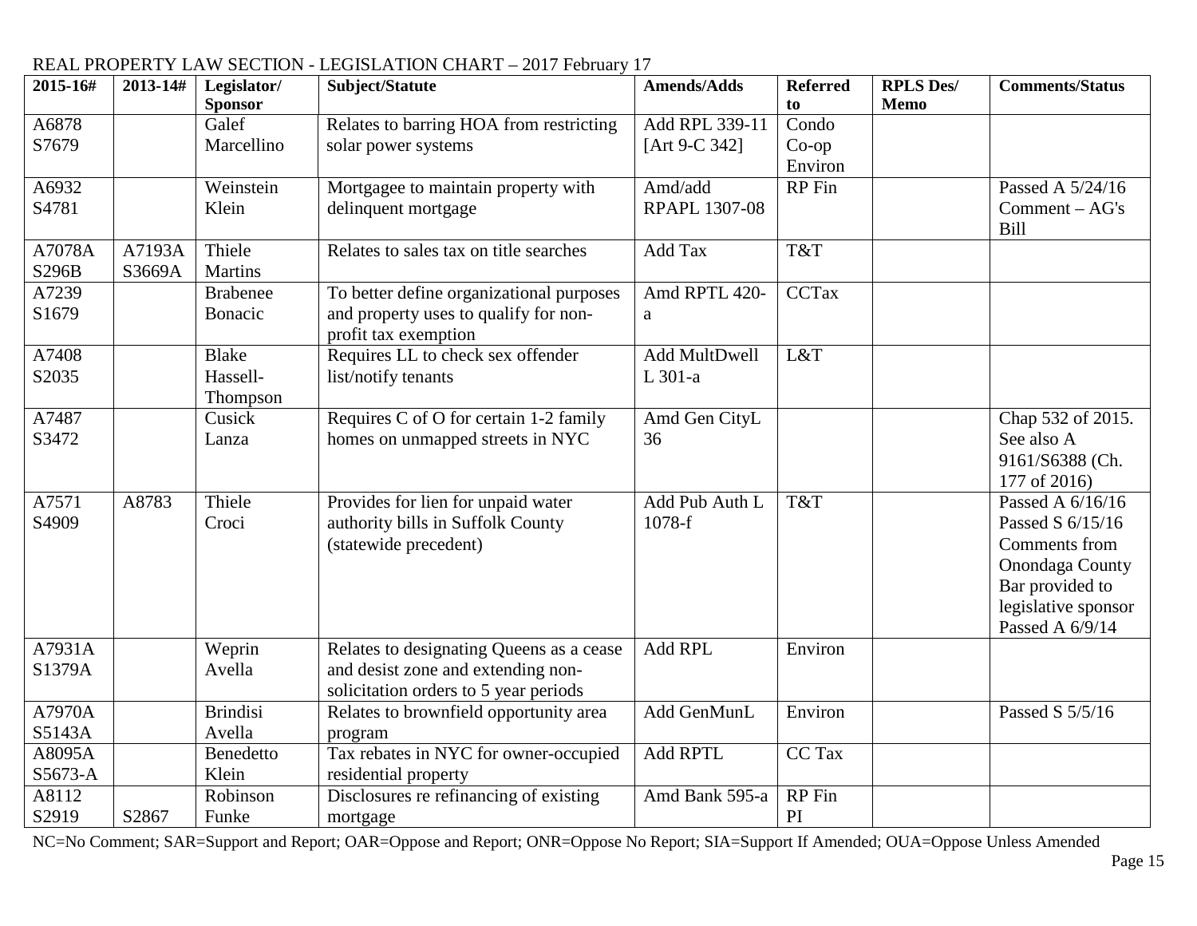REAL PROPERTY LAW SECTION - LEGISLATION CHART – 2017 February 17

| 2015-16# | 2013-14# | Legislator/ Sponsor | Subject/Statute | Amends/Adds | Referred to | RPLS Des/ Memo | Comments/Status |
|---|---|---|---|---|---|---|---|
| A6878 S7679 | | Galef Marcellino | Relates to barring HOA from restricting solar power systems | Add RPL 339-11 [Art 9-C 342] | Condo Co-op Environ | | |
| A6932 S4781 | | Weinstein Klein | Mortgagee to maintain property with delinquent mortgage | Amd/add RPAPL 1307-08 | RP Fin | | Passed A 5/24/16 Comment – AG's Bill |
| A7078A S296B | A7193A S3669A | Thiele Martins | Relates to sales tax on title searches | Add Tax | T&T | | |
| A7239 S1679 | | Brabenee Bonacic | To better define organizational purposes and property uses to qualify for non-profit tax exemption | Amd RPTL 420-a | CCTax | | |
| A7408 S2035 | | Blake Hassell-Thompson | Requires LL to check sex offender list/notify tenants | Add MultDwell L 301-a | L&T | | |
| A7487 S3472 | | Cusick Lanza | Requires C of O for certain 1-2 family homes on unmapped streets in NYC | Amd Gen CityL 36 | | | Chap 532 of 2015. See also A 9161/S6388 (Ch. 177 of 2016) |
| A7571 S4909 | A8783 | Thiele Croci | Provides for lien for unpaid water authority bills in Suffolk County (statewide precedent) | Add Pub Auth L 1078-f | T&T | | Passed A 6/16/16 Passed S 6/15/16 Comments from Onondaga County Bar provided to legislative sponsor Passed A 6/9/14 |
| A7931A S1379A | | Weprin Avella | Relates to designating Queens as a cease and desist zone and extending non-solicitation orders to 5 year periods | Add RPL | Environ | | |
| A7970A S5143A | | Brindisi Avella | Relates to brownfield opportunity area program | Add GenMunL | Environ | | Passed S 5/5/16 |
| A8095A S5673-A | | Benedetto Klein | Tax rebates in NYC for owner-occupied residential property | Add RPTL | CC Tax | | |
| A8112 S2919 | S2867 | Robinson Funke | Disclosures re refinancing of existing mortgage | Amd Bank 595-a | RP Fin PI | | |

NC=No Comment; SAR=Support and Report; OAR=Oppose and Report; ONR=Oppose No Report; SIA=Support If Amended; OUA=Oppose Unless Amended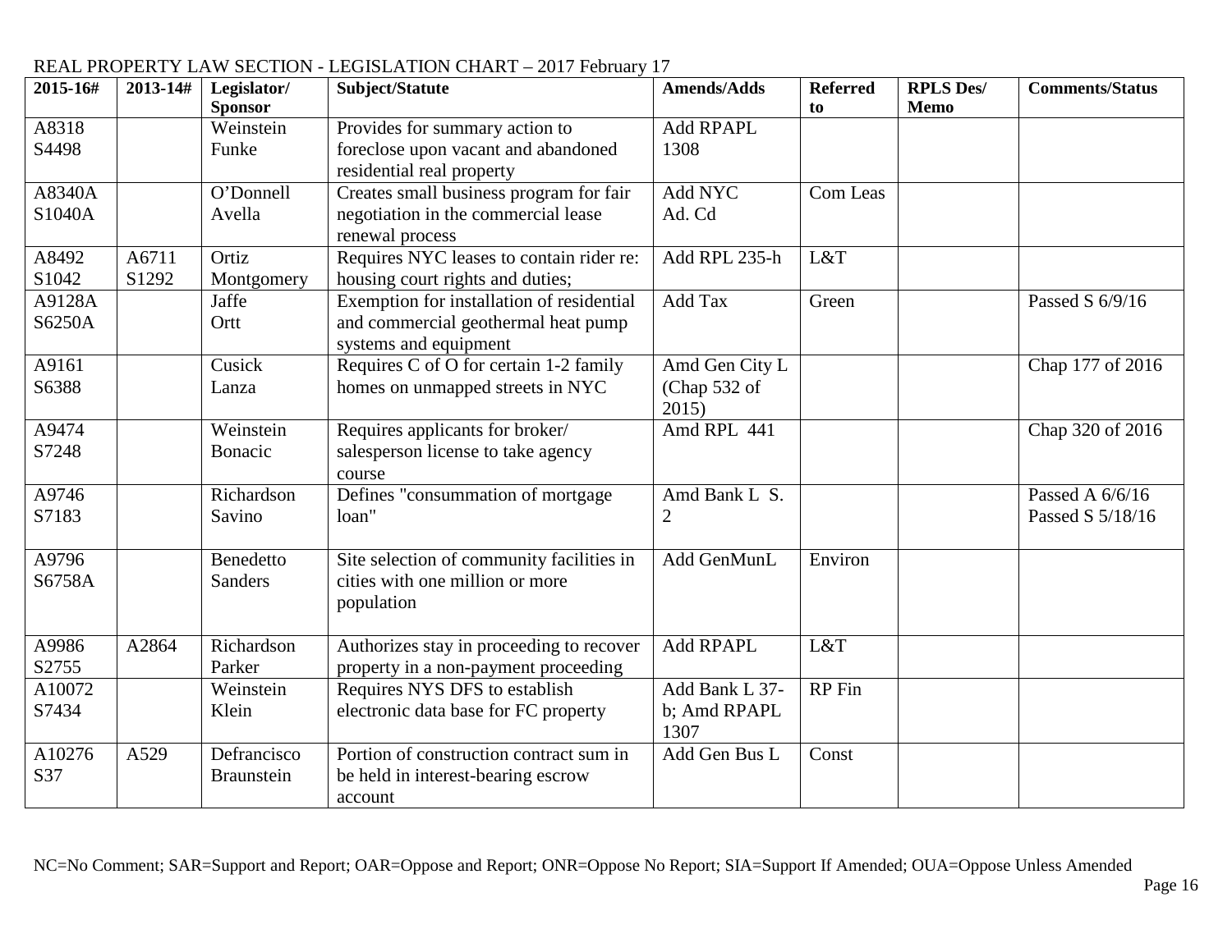REAL PROPERTY LAW SECTION - LEGISLATION CHART – 2017 February 17

| 2015-16# | 2013-14# | Legislator/ Sponsor | Subject/Statute | Amends/Adds | Referred to | RPLS Des/ Memo | Comments/Status |
|---|---|---|---|---|---|---|---|
| A8318 S4498 | | Weinstein Funke | Provides for summary action to foreclose upon vacant and abandoned residential real property | Add RPAPL 1308 | | | |
| A8340A S1040A | | O'Donnell Avella | Creates small business program for fair negotiation in the commercial lease renewal process | Add NYC Ad. Cd | Com Leas | | |
| A8492 S1042 | A6711 S1292 | Ortiz Montgomery | Requires NYC leases to contain rider re: housing court rights and duties; | Add RPL 235-h | L&T | | |
| A9128A S6250A | | Jaffe Ortt | Exemption for installation of residential and commercial geothermal heat pump systems and equipment | Add Tax | Green | | Passed S 6/9/16 |
| A9161 S6388 | | Cusick Lanza | Requires C of O for certain 1-2 family homes on unmapped streets in NYC | Amd Gen City L (Chap 532 of 2015) | | | Chap 177 of 2016 |
| A9474 S7248 | | Weinstein Bonacic | Requires applicants for broker/ salesperson license to take agency course | Amd RPL 441 | | | Chap 320 of 2016 |
| A9746 S7183 | | Richardson Savino | Defines "consummation of mortgage loan" | Amd Bank L S. 2 | | | Passed A 6/6/16 Passed S 5/18/16 |
| A9796 S6758A | | Benedetto Sanders | Site selection of community facilities in cities with one million or more population | Add GenMunL | Environ | | |
| A9986 S2755 | A2864 | Richardson Parker | Authorizes stay in proceeding to recover property in a non-payment proceeding | Add RPAPL | L&T | | |
| A10072 S7434 | | Weinstein Klein | Requires NYS DFS to establish electronic data base for FC property | Add Bank L 37-b; Amd RPAPL 1307 | RP Fin | | |
| A10276 S37 | A529 | Defrancisco Braunstein | Portion of construction contract sum in be held in interest-bearing escrow account | Add Gen Bus L | Const | | |

NC=No Comment; SAR=Support and Report; OAR=Oppose and Report; ONR=Oppose No Report; SIA=Support If Amended; OUA=Oppose Unless Amended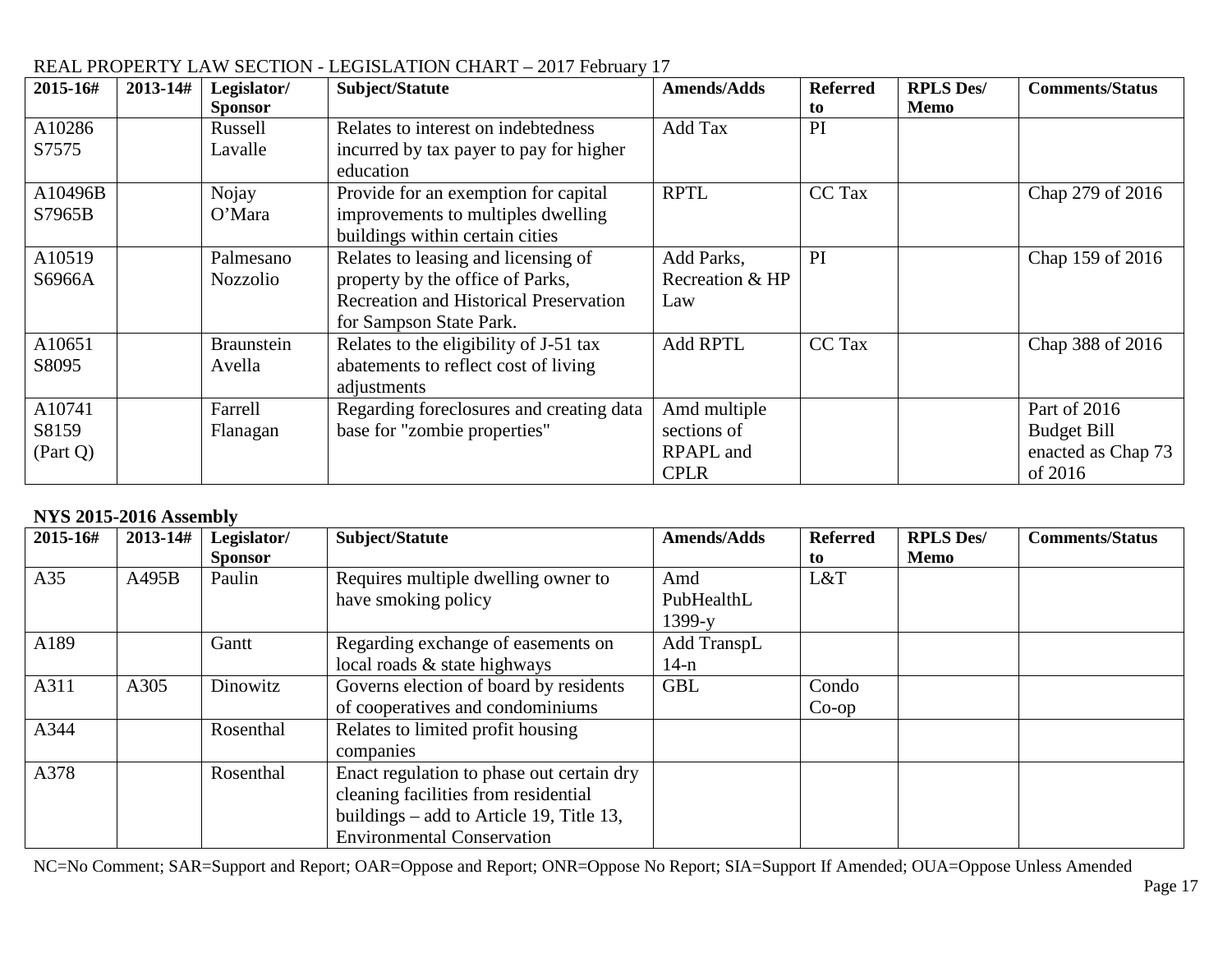REAL PROPERTY LAW SECTION - LEGISLATION CHART – 2017 February 17

| 2015-16# | 2013-14# | Legislator/ Sponsor | Subject/Statute | Amends/Adds | Referred to | RPLS Des/ Memo | Comments/Status |
|---|---|---|---|---|---|---|---|
| A10286 S7575 | | Russell Lavalle | Relates to interest on indebtedness incurred by tax payer to pay for higher education | Add Tax | PI | | |
| A10496B S7965B | | Nojay O'Mara | Provide for an exemption for capital improvements to multiples dwelling buildings within certain cities | RPTL | CC Tax | | Chap 279 of 2016 |
| A10519 S6966A | | Palmesano Nozzolio | Relates to leasing and licensing of property by the office of Parks, Recreation and Historical Preservation for Sampson State Park. | Add Parks, Recreation & HP Law | PI | | Chap 159 of 2016 |
| A10651 S8095 | | Braunstein Avella | Relates to the eligibility of J-51 tax abatements to reflect cost of living adjustments | Add RPTL | CC Tax | | Chap 388 of 2016 |
| A10741 S8159 (Part Q) | | Farrell Flanagan | Regarding foreclosures and creating data base for "zombie properties" | Amd multiple sections of RPAPL and CPLR | | | Part of 2016 Budget Bill enacted as Chap 73 of 2016 |

**NYS 2015-2016 Assembly**

| 2015-16# | 2013-14# | Legislator/ Sponsor | Subject/Statute | Amends/Adds | Referred to | RPLS Des/ Memo | Comments/Status |
|---|---|---|---|---|---|---|---|
| A35 | A495B | Paulin | Requires multiple dwelling owner to have smoking policy | Amd PubHealthL 1399-y | L&T | | |
| A189 | | Gantt | Regarding exchange of easements on local roads & state highways | Add TranspL 14-n | | | |
| A311 | A305 | Dinowitz | Governs election of board by residents of cooperatives and condominiums | GBL | Condo Co-op | | |
| A344 | | Rosenthal | Relates to limited profit housing companies | | | | |
| A378 | | Rosenthal | Enact regulation to phase out certain dry cleaning facilities from residential buildings – add to Article 19, Title 13, Environmental Conservation | | | | |

NC=No Comment; SAR=Support and Report; OAR=Oppose and Report; ONR=Oppose No Report; SIA=Support If Amended; OUA=Oppose Unless Amended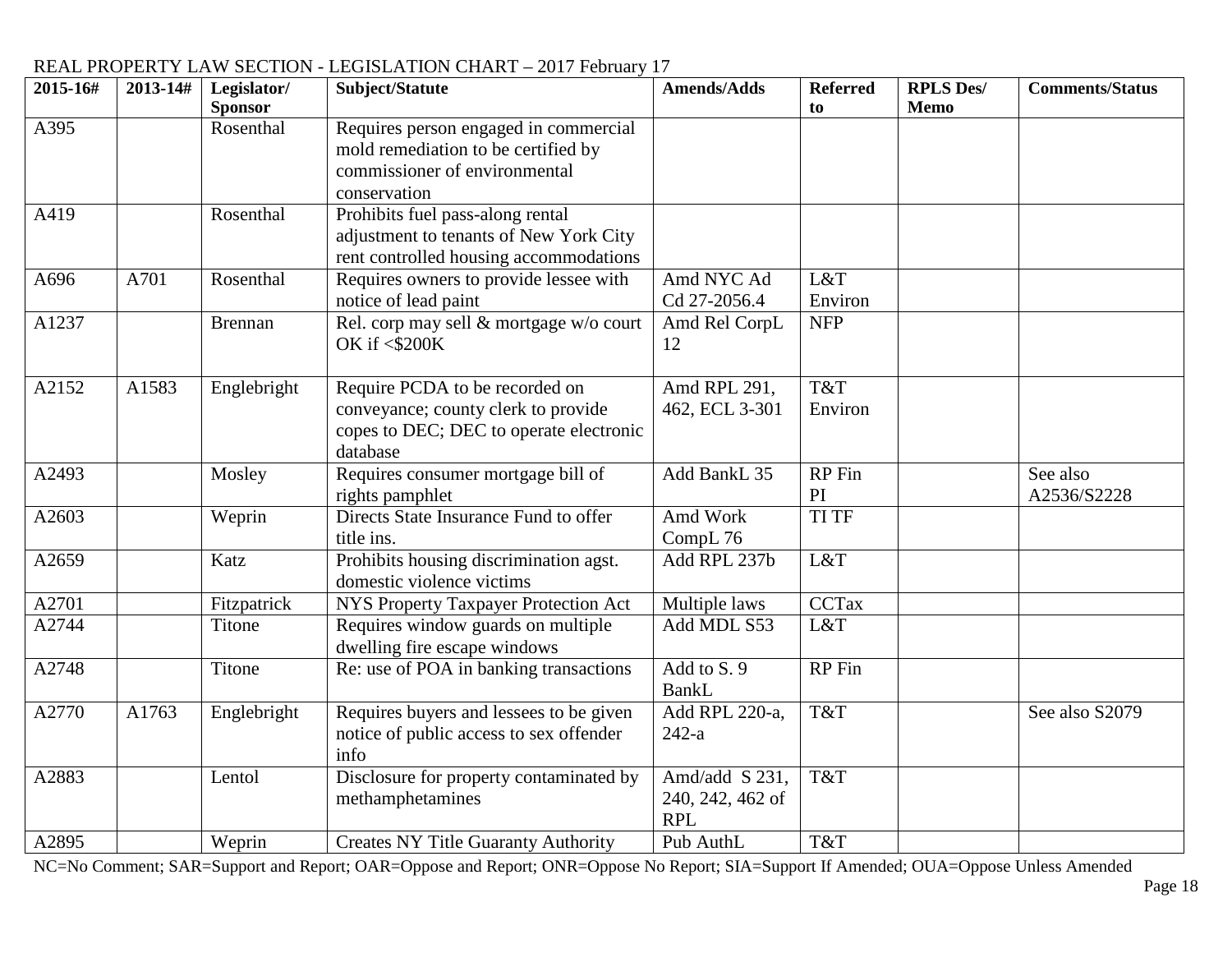REAL PROPERTY LAW SECTION - LEGISLATION CHART – 2017 February 17

| 2015-16# | 2013-14# | Legislator/ Sponsor | Subject/Statute | Amends/Adds | Referred to | RPLS Des/ Memo | Comments/Status |
|---|---|---|---|---|---|---|---|
| A395 | | Rosenthal | Requires person engaged in commercial mold remediation to be certified by commissioner of environmental conservation | | | | |
| A419 | | Rosenthal | Prohibits fuel pass-along rental adjustment to tenants of New York City rent controlled housing accommodations | | | | |
| A696 | A701 | Rosenthal | Requires owners to provide lessee with notice of lead paint | Amd NYC Ad Cd 27-2056.4 | L&T Environ | | |
| A1237 | | Brennan | Rel. corp may sell & mortgage w/o court OK if <$200K | Amd Rel CorpL 12 | NFP | | |
| A2152 | A1583 | Englebright | Require PCDA to be recorded on conveyance; county clerk to provide copes to DEC; DEC to operate electronic database | Amd RPL 291, 462, ECL 3-301 | T&T Environ | | |
| A2493 | | Mosley | Requires consumer mortgage bill of rights pamphlet | Add BankL 35 | RP Fin PI | | See also A2536/S2228 |
| A2603 | | Weprin | Directs State Insurance Fund to offer title ins. | Amd Work CompL 76 | TI TF | | |
| A2659 | | Katz | Prohibits housing discrimination agst. domestic violence victims | Add RPL 237b | L&T | | |
| A2701 | | Fitzpatrick | NYS Property Taxpayer Protection Act | Multiple laws | CCTax | | |
| A2744 | | Titone | Requires window guards on multiple dwelling fire escape windows | Add MDL S53 | L&T | | |
| A2748 | | Titone | Re: use of POA in banking transactions | Add to S. 9 BankL | RP Fin | | |
| A2770 | A1763 | Englebright | Requires buyers and lessees to be given notice of public access to sex offender info | Add RPL 220-a, 242-a | T&T | | See also S2079 |
| A2883 | | Lentol | Disclosure for property contaminated by methamphetamines | Amd/add S 231, 240, 242, 462 of RPL | T&T | | |
| A2895 | | Weprin | Creates NY Title Guaranty Authority | Pub AuthL | T&T | | |

NC=No Comment; SAR=Support and Report; OAR=Oppose and Report; ONR=Oppose No Report; SIA=Support If Amended; OUA=Oppose Unless Amended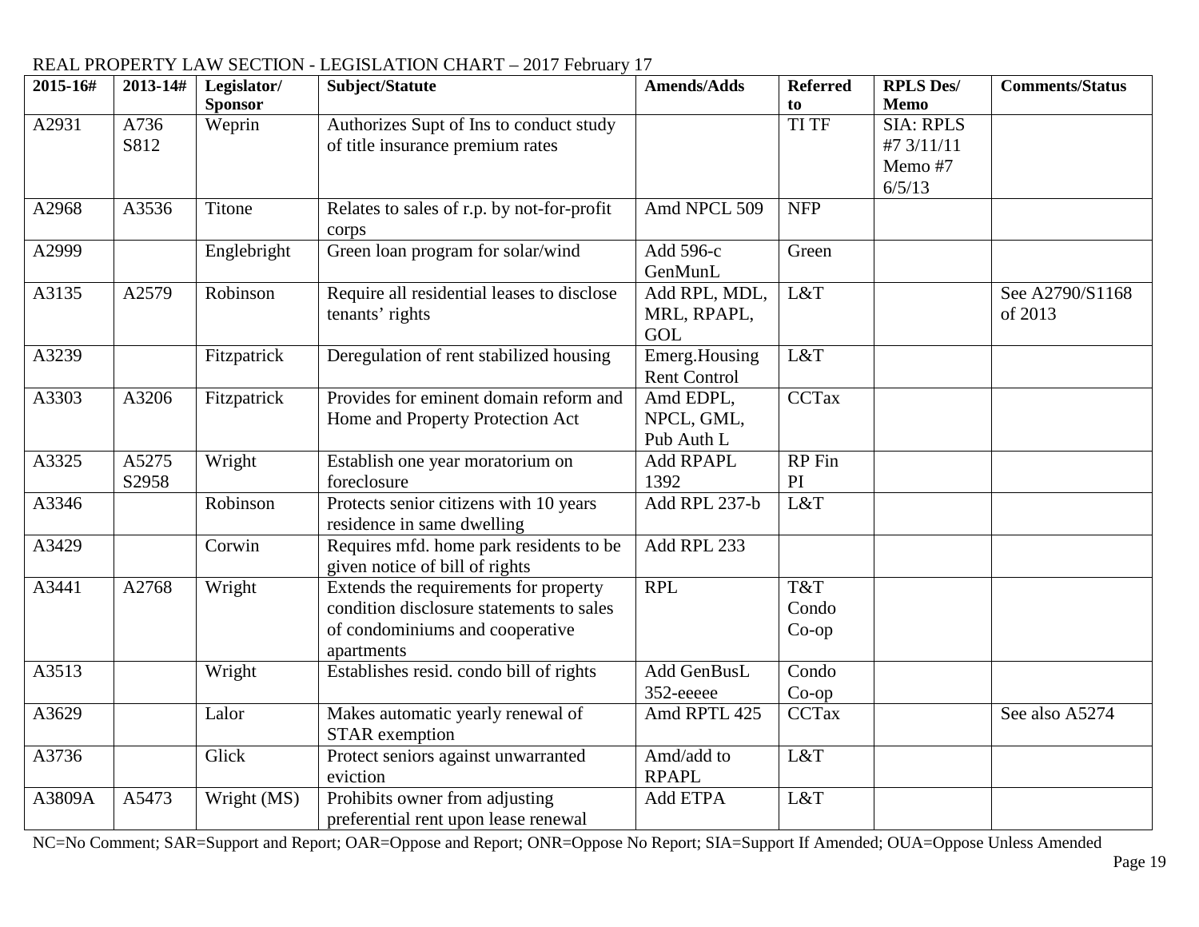REAL PROPERTY LAW SECTION - LEGISLATION CHART – 2017 February 17

| 2015-16# | 2013-14# | Legislator/ Sponsor | Subject/Statute | Amends/Adds | Referred to | RPLS Des/ Memo | Comments/Status |
|---|---|---|---|---|---|---|---|
| A2931 | A736 S812 | Weprin | Authorizes Supt of Ins to conduct study of title insurance premium rates | | TI TF | SIA: RPLS #7 3/11/11 Memo #7 6/5/13 | |
| A2968 | A3536 | Titone | Relates to sales of r.p. by not-for-profit corps | Amd NPCL 509 | NFP | | |
| A2999 | | Englebright | Green loan program for solar/wind | Add 596-c GenMunL | Green | | |
| A3135 | A2579 | Robinson | Require all residential leases to disclose tenants' rights | Add RPL, MDL, MRL, RPAPL, GOL | L&T | | See A2790/S1168 of 2013 |
| A3239 | | Fitzpatrick | Deregulation of rent stabilized housing | Emerg.Housing Rent Control | L&T | | |
| A3303 | A3206 | Fitzpatrick | Provides for eminent domain reform and Home and Property Protection Act | Amd EDPL, NPCL, GML, Pub Auth L | CCTax | | |
| A3325 | A5275 S2958 | Wright | Establish one year moratorium on foreclosure | Add RPAPL 1392 | RP Fin PI | | |
| A3346 | | Robinson | Protects senior citizens with 10 years residence in same dwelling | Add RPL 237-b | L&T | | |
| A3429 | | Corwin | Requires mfd. home park residents to be given notice of bill of rights | Add RPL 233 | | | |
| A3441 | A2768 | Wright | Extends the requirements for property condition disclosure statements to sales of condominiums and cooperative apartments | RPL | T&T Condo Co-op | | |
| A3513 | | Wright | Establishes resid. condo bill of rights | Add GenBusL 352-eeeee | Condo Co-op | | |
| A3629 | | Lalor | Makes automatic yearly renewal of STAR exemption | Amd RPTL 425 | CCTax | | See also A5274 |
| A3736 | | Glick | Protect seniors against unwarranted eviction | Amd/add to RPAPL | L&T | | |
| A3809A | A5473 | Wright (MS) | Prohibits owner from adjusting preferential rent upon lease renewal | Add ETPA | L&T | | |

NC=No Comment; SAR=Support and Report; OAR=Oppose and Report; ONR=Oppose No Report; SIA=Support If Amended; OUA=Oppose Unless Amended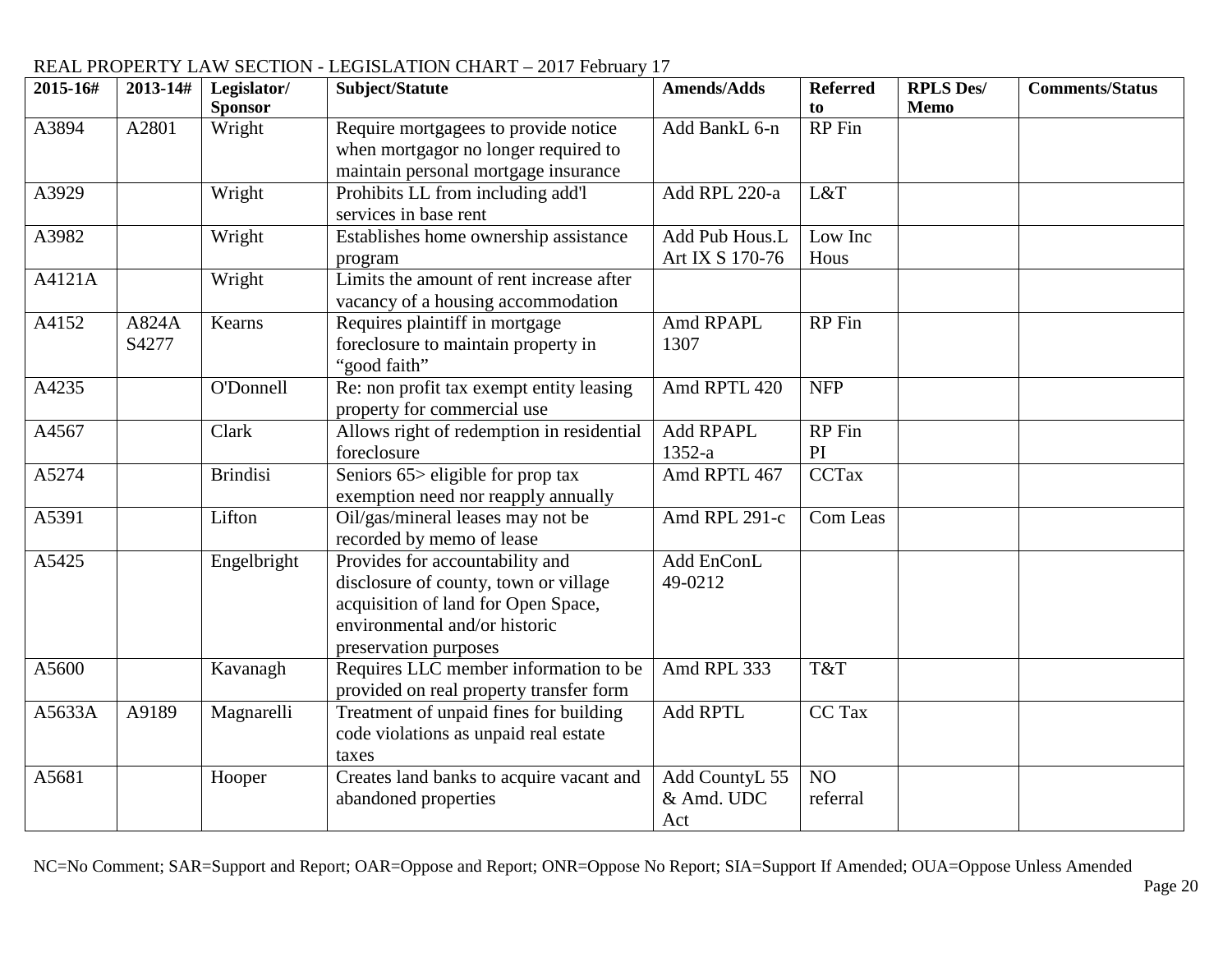REAL PROPERTY LAW SECTION - LEGISLATION CHART – 2017 February 17

| 2015-16# | 2013-14# | Legislator/ Sponsor | Subject/Statute | Amends/Adds | Referred to | RPLS Des/ Memo | Comments/Status |
|---|---|---|---|---|---|---|---|
| A3894 | A2801 | Wright | Require mortgagees to provide notice when mortgagor no longer required to maintain personal mortgage insurance | Add BankL 6-n | RP Fin | | |
| A3929 | | Wright | Prohibits LL from including add'l services in base rent | Add RPL 220-a | L&T | | |
| A3982 | | Wright | Establishes home ownership assistance program | Add Pub Hous.L Art IX S 170-76 | Low Inc Hous | | |
| A4121A | | Wright | Limits the amount of rent increase after vacancy of a housing accommodation | | | | |
| A4152 | A824A S4277 | Kearns | Requires plaintiff in mortgage foreclosure to maintain property in "good faith" | Amd RPAPL 1307 | RP Fin | | |
| A4235 | | O'Donnell | Re: non profit tax exempt entity leasing property for commercial use | Amd RPTL 420 | NFP | | |
| A4567 | | Clark | Allows right of redemption in residential foreclosure | Add RPAPL 1352-a | RP Fin PI | | |
| A5274 | | Brindisi | Seniors 65> eligible for prop tax exemption need nor reapply annually | Amd RPTL 467 | CCTax | | |
| A5391 | | Lifton | Oil/gas/mineral leases may not be recorded by memo of lease | Amd RPL 291-c | Com Leas | | |
| A5425 | | Engelbright | Provides for accountability and disclosure of county, town or village acquisition of land for Open Space, environmental and/or historic preservation purposes | Add EnConL 49-0212 | | | |
| A5600 | | Kavanagh | Requires LLC member information to be provided on real property transfer form | Amd RPL 333 | T&T | | |
| A5633A | A9189 | Magnarelli | Treatment of unpaid fines for building code violations as unpaid real estate taxes | Add RPTL | CC Tax | | |
| A5681 | | Hooper | Creates land banks to acquire vacant and abandoned properties | Add CountyL 55 & Amd. UDC Act | NO referral | | |

NC=No Comment; SAR=Support and Report; OAR=Oppose and Report; ONR=Oppose No Report; SIA=Support If Amended; OUA=Oppose Unless Amended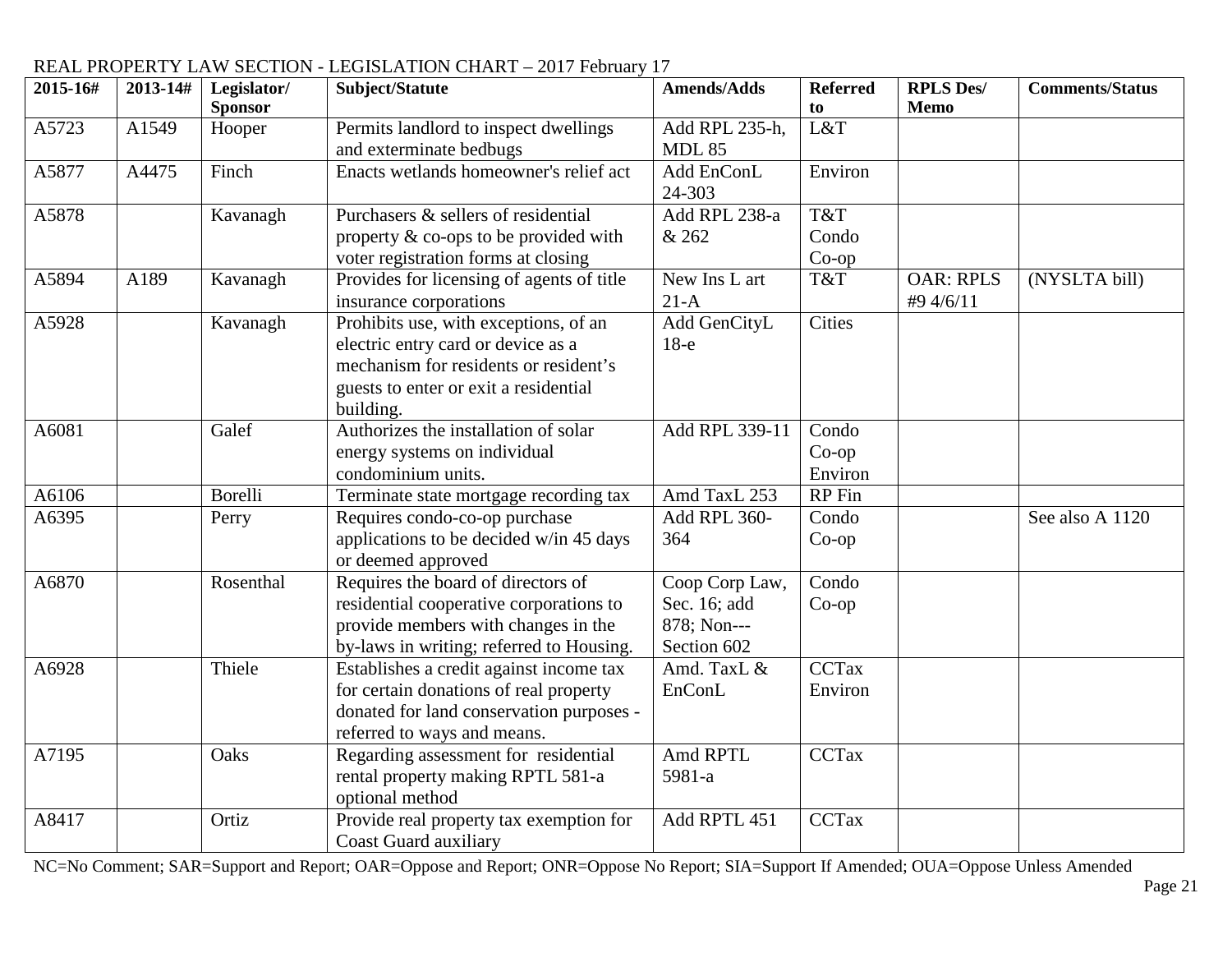REAL PROPERTY LAW SECTION - LEGISLATION CHART – 2017 February 17

| 2015-16# | 2013-14# | Legislator/ Sponsor | Subject/Statute | Amends/Adds | Referred to | RPLS Des/ Memo | Comments/Status |
|---|---|---|---|---|---|---|---|
| A5723 | A1549 | Hooper | Permits landlord to inspect dwellings and exterminate bedbugs | Add RPL 235-h, MDL 85 | L&T | | |
| A5877 | A4475 | Finch | Enacts wetlands homeowner's relief act | Add EnConL 24-303 | Environ | | |
| A5878 | | Kavanagh | Purchasers & sellers of residential property & co-ops to be provided with voter registration forms at closing | Add RPL 238-a & 262 | T&T Condo Co-op | | |
| A5894 | A189 | Kavanagh | Provides for licensing of agents of title insurance corporations | New Ins L art 21-A | T&T | OAR: RPLS #9 4/6/11 | (NYSLTA bill) |
| A5928 | | Kavanagh | Prohibits use, with exceptions, of an electric entry card or device as a mechanism for residents or resident's guests to enter or exit a residential building. | Add GenCityL 18-e | Cities | | |
| A6081 | | Galef | Authorizes the installation of solar energy systems on individual condominium units. | Add RPL 339-11 | Condo Co-op Environ | | |
| A6106 | | Borelli | Terminate state mortgage recording tax | Amd TaxL 253 | RP Fin | | |
| A6395 | | Perry | Requires condo-co-op purchase applications to be decided w/in 45 days or deemed approved | Add RPL 360-364 | Condo Co-op | | See also A 1120 |
| A6870 | | Rosenthal | Requires the board of directors of residential cooperative corporations to provide members with changes in the by-laws in writing; referred to Housing. | Coop Corp Law, Sec. 16; add 878; Non--- Section 602 | Condo Co-op | | |
| A6928 | | Thiele | Establishes a credit against income tax for certain donations of real property donated for land conservation purposes - referred to ways and means. | Amd. TaxL & EnConL | CCTax Environ | | |
| A7195 | | Oaks | Regarding assessment for residential rental property making RPTL 581-a optional method | Amd RPTL 5981-a | CCTax | | |
| A8417 | | Ortiz | Provide real property tax exemption for Coast Guard auxiliary | Add RPTL 451 | CCTax | | |

NC=No Comment; SAR=Support and Report; OAR=Oppose and Report; ONR=Oppose No Report; SIA=Support If Amended; OUA=Oppose Unless Amended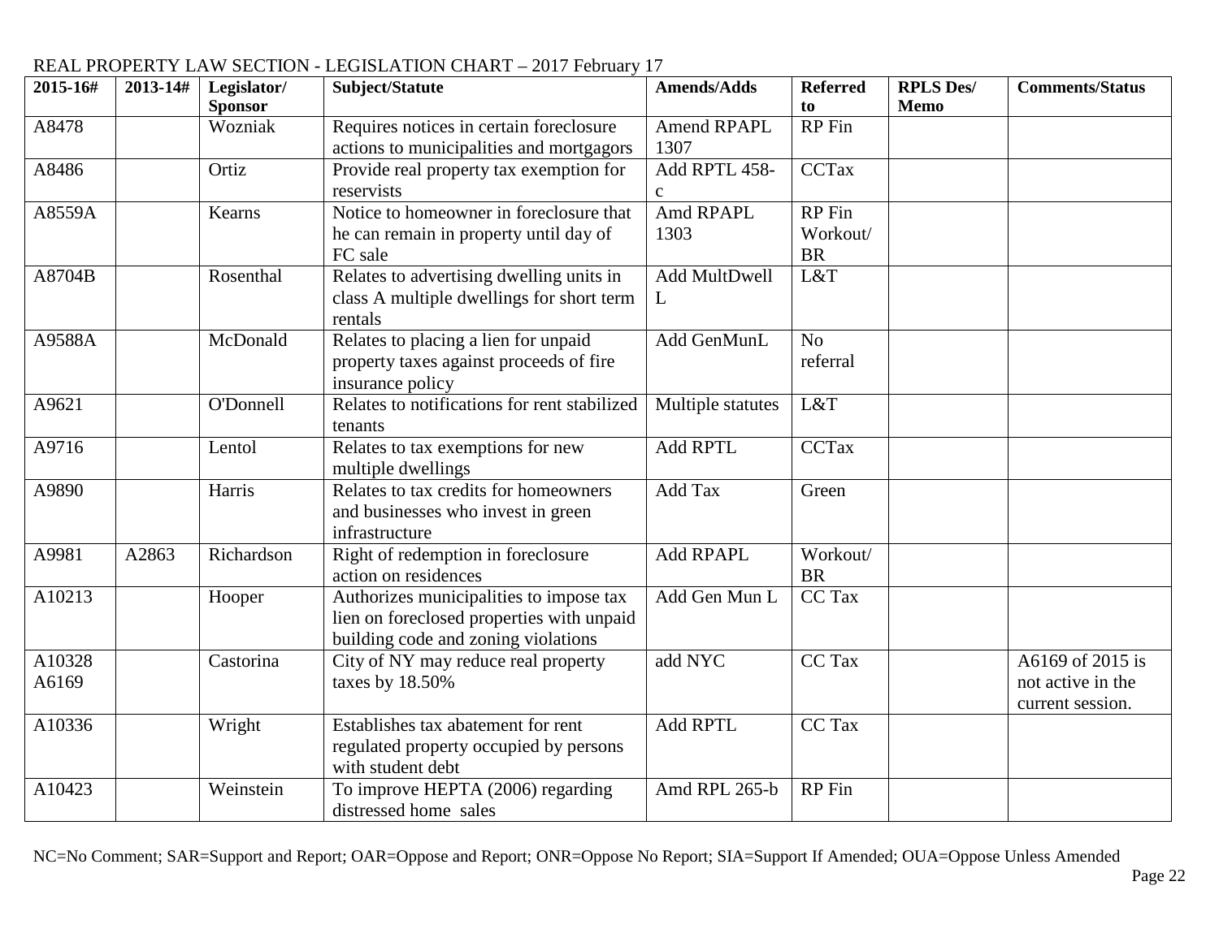REAL PROPERTY LAW SECTION - LEGISLATION CHART – 2017 February 17

| 2015-16# | 2013-14# | Legislator/ Sponsor | Subject/Statute | Amends/Adds | Referred to | RPLS Des/ Memo | Comments/Status |
|---|---|---|---|---|---|---|---|
| A8478 | | Wozniak | Requires notices in certain foreclosure actions to municipalities and mortgagors | Amend RPAPL 1307 | RP Fin | | |
| A8486 | | Ortiz | Provide real property tax exemption for reservists | Add RPTL 458-c | CCTax | | |
| A8559A | | Kearns | Notice to homeowner in foreclosure that he can remain in property until day of FC sale | Amd RPAPL 1303 | RP Fin Workout/ BR | | |
| A8704B | | Rosenthal | Relates to advertising dwelling units in class A multiple dwellings for short term rentals | Add MultDwell L | L&T | | |
| A9588A | | McDonald | Relates to placing a lien for unpaid property taxes against proceeds of fire insurance policy | Add GenMunL | No referral | | |
| A9621 | | O'Donnell | Relates to notifications for rent stabilized tenants | Multiple statutes | L&T | | |
| A9716 | | Lentol | Relates to tax exemptions for new multiple dwellings | Add RPTL | CCTax | | |
| A9890 | | Harris | Relates to tax credits for homeowners and businesses who invest in green infrastructure | Add Tax | Green | | |
| A9981 | A2863 | Richardson | Right of redemption in foreclosure action on residences | Add RPAPL | Workout/ BR | | |
| A10213 | | Hooper | Authorizes municipalities to impose tax lien on foreclosed properties with unpaid building code and zoning violations | Add Gen Mun L | CC Tax | | |
| A10328 A6169 | | Castorina | City of NY may reduce real property taxes by 18.50% | add NYC | CC Tax | | A6169 of 2015 is not active in the current session. |
| A10336 | | Wright | Establishes tax abatement for rent regulated property occupied by persons with student debt | Add RPTL | CC Tax | | |
| A10423 | | Weinstein | To improve HEPTA (2006) regarding distressed home sales | Amd RPL 265-b | RP Fin | | |

NC=No Comment; SAR=Support and Report; OAR=Oppose and Report; ONR=Oppose No Report; SIA=Support If Amended; OUA=Oppose Unless Amended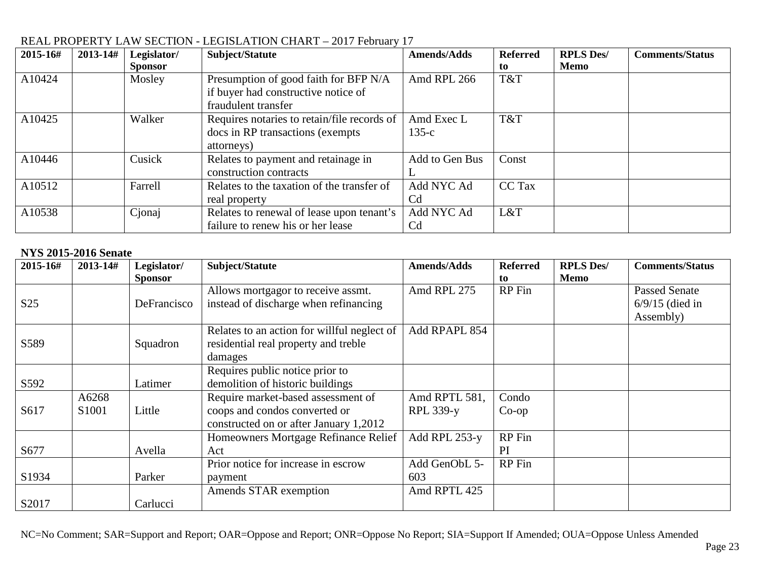REAL PROPERTY LAW SECTION - LEGISLATION CHART – 2017 February 17

| 2015-16# | 2013-14# | Legislator/ Sponsor | Subject/Statute | Amends/Adds | Referred to | RPLS Des/ Memo | Comments/Status |
|---|---|---|---|---|---|---|---|
| A10424 | | Mosley | Presumption of good faith for BFP N/A if buyer had constructive notice of fraudulent transfer | Amd RPL 266 | T&T | | |
| A10425 | | Walker | Requires notaries to retain/file records of docs in RP transactions (exempts attorneys) | Amd Exec L 135-c | T&T | | |
| A10446 | | Cusick | Relates to payment and retainage in construction contracts | Add to Gen Bus L | Const | | |
| A10512 | | Farrell | Relates to the taxation of the transfer of real property | Add NYC Ad Cd | CC Tax | | |
| A10538 | | Cjonaj | Relates to renewal of lease upon tenant's failure to renew his or her lease | Add NYC Ad Cd | L&T | | |

**NYS 2015-2016 Senate**

| 2015-16# | 2013-14# | Legislator/ Sponsor | Subject/Statute | Amends/Adds | Referred to | RPLS Des/ Memo | Comments/Status |
|---|---|---|---|---|---|---|---|
| S25 | | DeFrancisco | Allows mortgagor to receive assmt. instead of discharge when refinancing | Amd RPL 275 | RP Fin | | Passed Senate 6/9/15 (died in Assembly) |
| S589 | | Squadron | Relates to an action for willful neglect of residential real property and treble damages | Add RPAPL 854 | | | |
| S592 | | Latimer | Requires public notice prior to demolition of historic buildings | | | | |
| S617 | A6268 S1001 | Little | Require market-based assessment of coops and condos converted or constructed on or after January 1,2012 | Amd RPTL 581, RPL 339-y | Condo Co-op | | |
| S677 | | Avella | Homeowners Mortgage Refinance Relief Act | Add RPL 253-y | RP Fin PI | | |
| S1934 | | Parker | Prior notice for increase in escrow payment | Add GenObL 5-603 | RP Fin | | |
| S2017 | | Carlucci | Amends STAR exemption | Amd RPTL 425 | | | |

NC=No Comment; SAR=Support and Report; OAR=Oppose and Report; ONR=Oppose No Report; SIA=Support If Amended; OUA=Oppose Unless Amended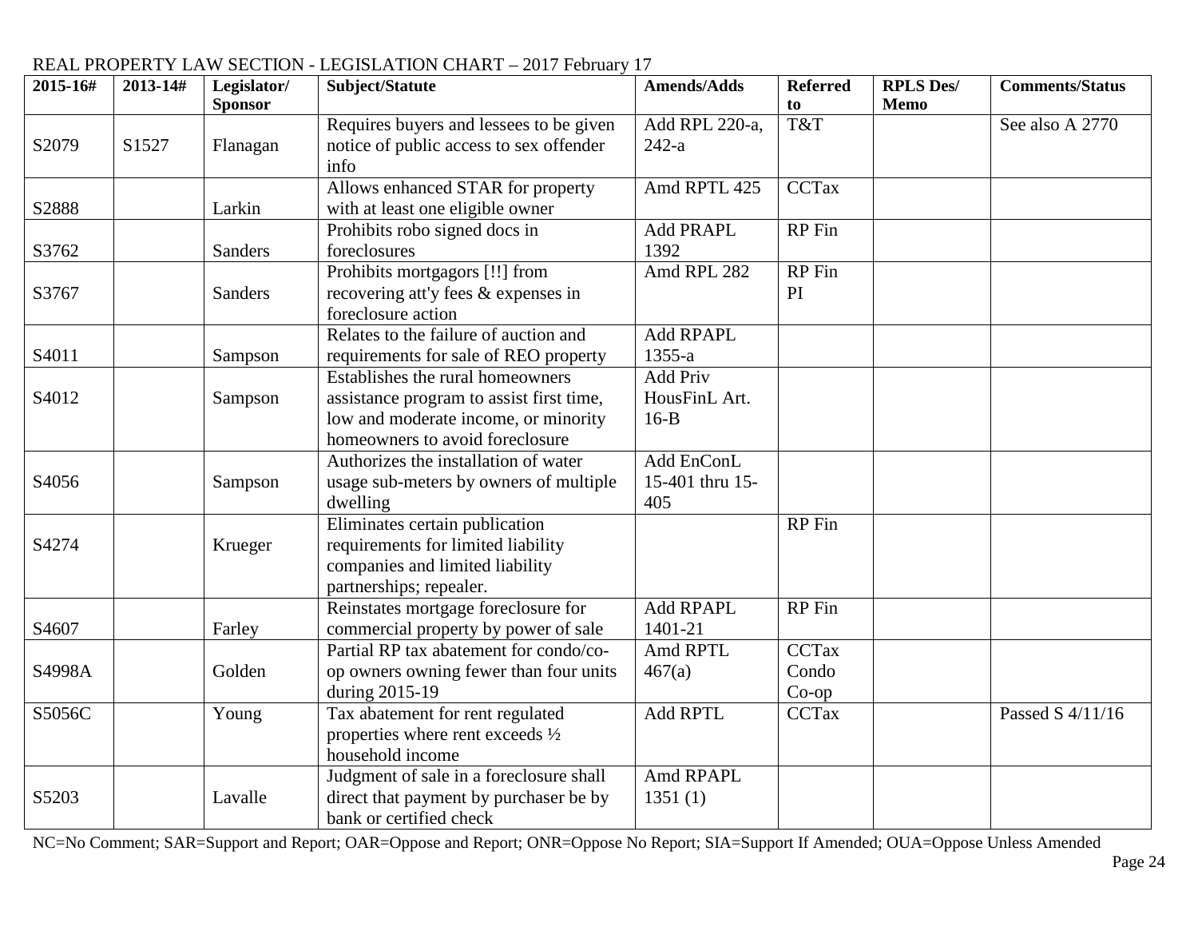REAL PROPERTY LAW SECTION - LEGISLATION CHART – 2017 February 17

| 2015-16# | 2013-14# | Legislator/ Sponsor | Subject/Statute | Amends/Adds | Referred to | RPLS Des/ Memo | Comments/Status |
|---|---|---|---|---|---|---|---|
| S2079 | S1527 | Flanagan | Requires buyers and lessees to be given notice of public access to sex offender info | Add RPL 220-a, 242-a | T&T | | See also A 2770 |
| S2888 | | Larkin | Allows enhanced STAR for property with at least one eligible owner | Amd RPTL 425 | CCTax | | |
| S3762 | | Sanders | Prohibits robo signed docs in foreclosures | Add PRAPL 1392 | RP Fin | | |
| S3767 | | Sanders | Prohibits mortgagors [!!] from recovering att'y fees & expenses in foreclosure action | Amd RPL 282 | RP Fin PI | | |
| S4011 | | Sampson | Relates to the failure of auction and requirements for sale of REO property | Add RPAPL 1355-a | | | |
| S4012 | | Sampson | Establishes the rural homeowners assistance program to assist first time, low and moderate income, or minority homeowners to avoid foreclosure | Add Priv HousFinL Art. 16-B | | | |
| S4056 | | Sampson | Authorizes the installation of water usage sub-meters by owners of multiple dwelling | Add EnConL 15-401 thru 15-405 | | | |
| S4274 | | Krueger | Eliminates certain publication requirements for limited liability companies and limited liability partnerships; repealer. | | RP Fin | | |
| S4607 | | Farley | Reinstates mortgage foreclosure for commercial property by power of sale | Add RPAPL 1401-21 | RP Fin | | |
| S4998A | | Golden | Partial RP tax abatement for condo/co-op owners owning fewer than four units during 2015-19 | Amd RPTL 467(a) | CCTax Condo Co-op | | |
| S5056C | | Young | Tax abatement for rent regulated properties where rent exceeds ½ household income | Add RPTL | CCTax | | Passed S 4/11/16 |
| S5203 | | Lavalle | Judgment of sale in a foreclosure shall direct that payment by purchaser be by bank or certified check | Amd RPAPL 1351 (1) | | | |

NC=No Comment; SAR=Support and Report; OAR=Oppose and Report; ONR=Oppose No Report; SIA=Support If Amended; OUA=Oppose Unless Amended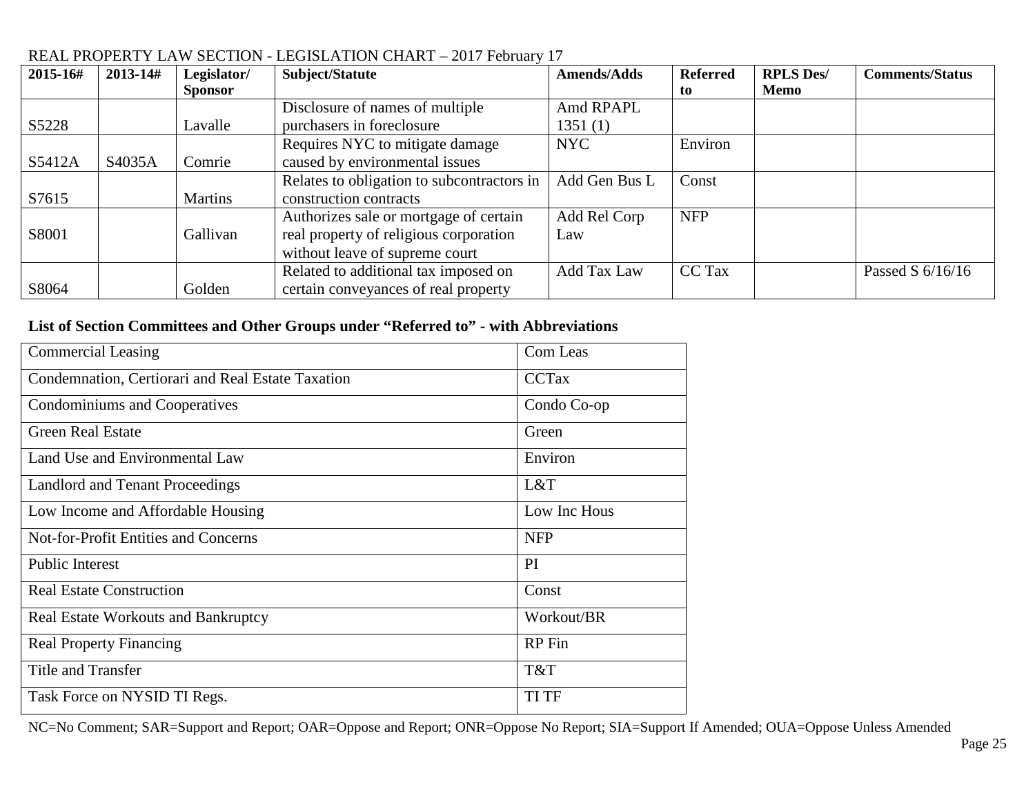REAL PROPERTY LAW SECTION - LEGISLATION CHART – 2017 February 17

| 2015-16# | 2013-14# | Legislator/ Sponsor | Subject/Statute | Amends/Adds | Referred to | RPLS Des/ Memo | Comments/Status |
|---|---|---|---|---|---|---|---|
| S5228 | | Lavalle | Disclosure of names of multiple purchasers in foreclosure | Amd RPAPL 1351 (1) | | | |
| S5412A | S4035A | Comrie | Requires NYC to mitigate damage caused by environmental issues | NYC | Environ | | |
| S7615 | | Martins | Relates to obligation to subcontractors in construction contracts | Add Gen Bus L | Const | | |
| S8001 | | Gallivan | Authorizes sale or mortgage of certain real property of religious corporation without leave of supreme court | Add Rel Corp Law | NFP | | |
| S8064 | | Golden | Related to additional tax imposed on certain conveyances of real property | Add Tax Law | CC Tax | | Passed S 6/16/16 |

**List of Section Committees and Other Groups under "Referred to" - with Abbreviations**

| | |
|---|---|
| Commercial Leasing | Com Leas |
| Condemnation, Certiorari and Real Estate Taxation | CCTax |
| Condominiums and Cooperatives | Condo Co-op |
| Green Real Estate | Green |
| Land Use and Environmental Law | Environ |
| Landlord and Tenant Proceedings | L&T |
| Low Income and Affordable Housing | Low Inc Hous |
| Not-for-Profit Entities and Concerns | NFP |
| Public Interest | PI |
| Real Estate Construction | Const |
| Real Estate Workouts and Bankruptcy | Workout/BR |
| Real Property Financing | RP Fin |
| Title and Transfer | T&T |
| Task Force on NYSID TI Regs. | TI TF |

NC=No Comment; SAR=Support and Report; OAR=Oppose and Report; ONR=Oppose No Report; SIA=Support If Amended; OUA=Oppose Unless Amended